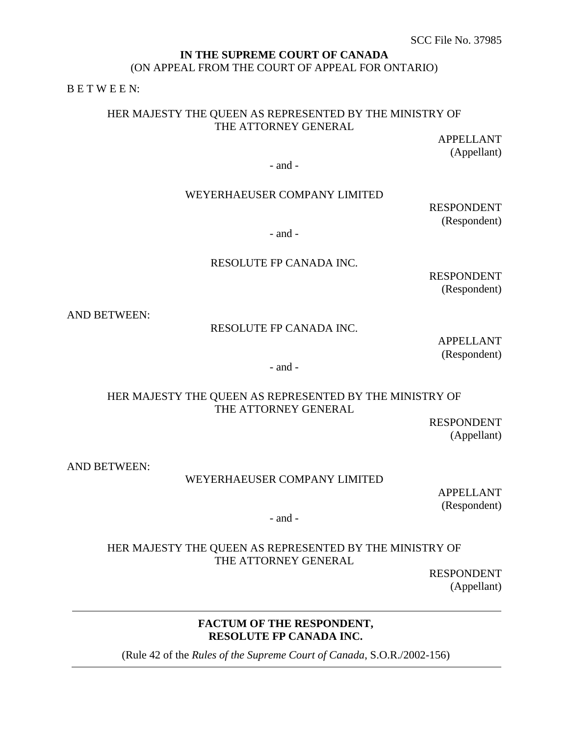SCC File No. 37985

**IN THE SUPREME COURT OF CANADA**
(ON APPEAL FROM THE COURT OF APPEAL FOR ONTARIO)

B E T W E E N:

HER MAJESTY THE QUEEN AS REPRESENTED BY THE MINISTRY OF THE ATTORNEY GENERAL

APPELLANT
(Appellant)

- and -

WEYERHAEUSER COMPANY LIMITED

RESPONDENT
(Respondent)

- and -

RESOLUTE FP CANADA INC.

RESPONDENT
(Respondent)

AND BETWEEN:

RESOLUTE FP CANADA INC.

APPELLANT
(Respondent)

- and -

HER MAJESTY THE QUEEN AS REPRESENTED BY THE MINISTRY OF THE ATTORNEY GENERAL

RESPONDENT
(Appellant)

AND BETWEEN:

WEYERHAEUSER COMPANY LIMITED

APPELLANT
(Respondent)

- and -

HER MAJESTY THE QUEEN AS REPRESENTED BY THE MINISTRY OF THE ATTORNEY GENERAL

RESPONDENT
(Appellant)

---

**FACTUM OF THE RESPONDENT,**
**RESOLUTE FP CANADA INC.**

(Rule 42 of the *Rules of the Supreme Court of Canada*, S.O.R./2002-156)

---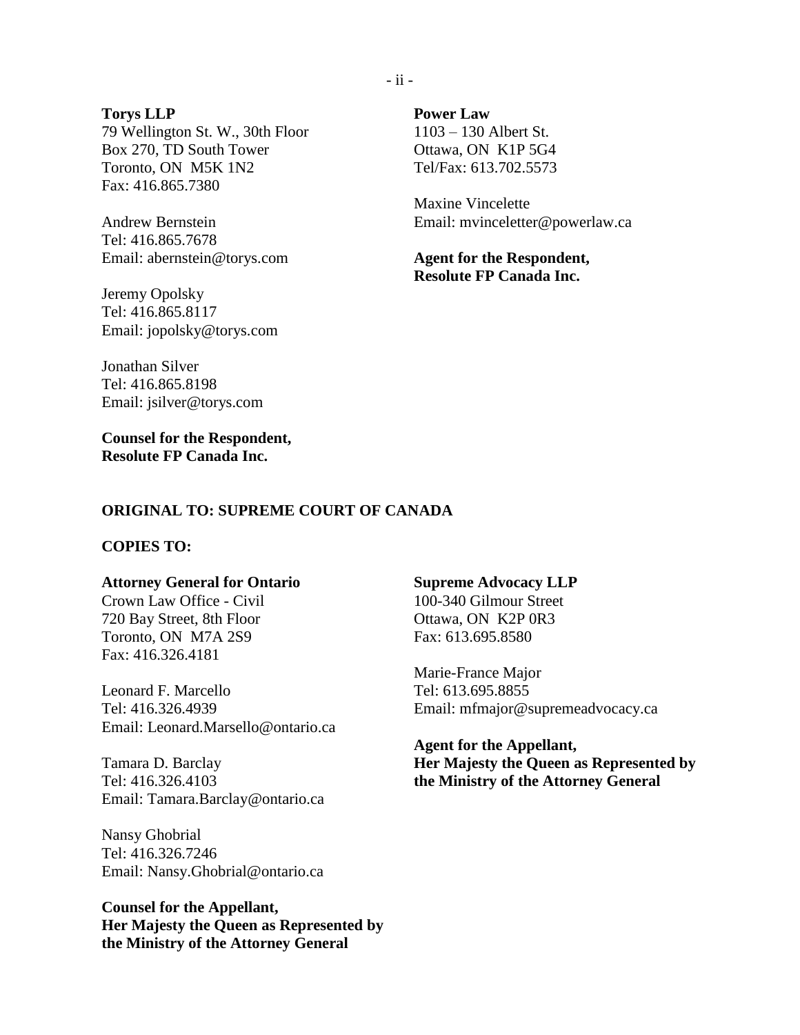**Torys LLP**
79 Wellington St. W., 30th Floor
Box 270, TD South Tower
Toronto, ON M5K 1N2
Fax: 416.865.7380

Andrew Bernstein
Tel: 416.865.7678
Email: abernstein@torys.com

Jeremy Opolsky
Tel: 416.865.8117
Email: jopolsky@torys.com

Jonathan Silver
Tel: 416.865.8198
Email: jsilver@torys.com

**Counsel for the Respondent, Resolute FP Canada Inc.**

**Power Law**
1103 – 130 Albert St.
Ottawa, ON K1P 5G4
Tel/Fax: 613.702.5573

Maxine Vincelette
Email: mvinceletter@powerlaw.ca

**Agent for the Respondent, Resolute FP Canada Inc.**

**ORIGINAL TO: SUPREME COURT OF CANADA**

**COPIES TO:**

**Attorney General for Ontario**
Crown Law Office - Civil
720 Bay Street, 8th Floor
Toronto, ON M7A 2S9
Fax: 416.326.4181

Leonard F. Marcello
Tel: 416.326.4939
Email: Leonard.Marsello@ontario.ca

Tamara D. Barclay
Tel: 416.326.4103
Email: Tamara.Barclay@ontario.ca

Nansy Ghobrial
Tel: 416.326.7246
Email: Nansy.Ghobrial@ontario.ca

**Counsel for the Appellant, Her Majesty the Queen as Represented by the Ministry of the Attorney General**

**Supreme Advocacy LLP**
100-340 Gilmour Street
Ottawa, ON K2P 0R3
Fax: 613.695.8580

Marie-France Major
Tel: 613.695.8855
Email: mfmajor@supremeadvocacy.ca

**Agent for the Appellant, Her Majesty the Queen as Represented by the Ministry of the Attorney General**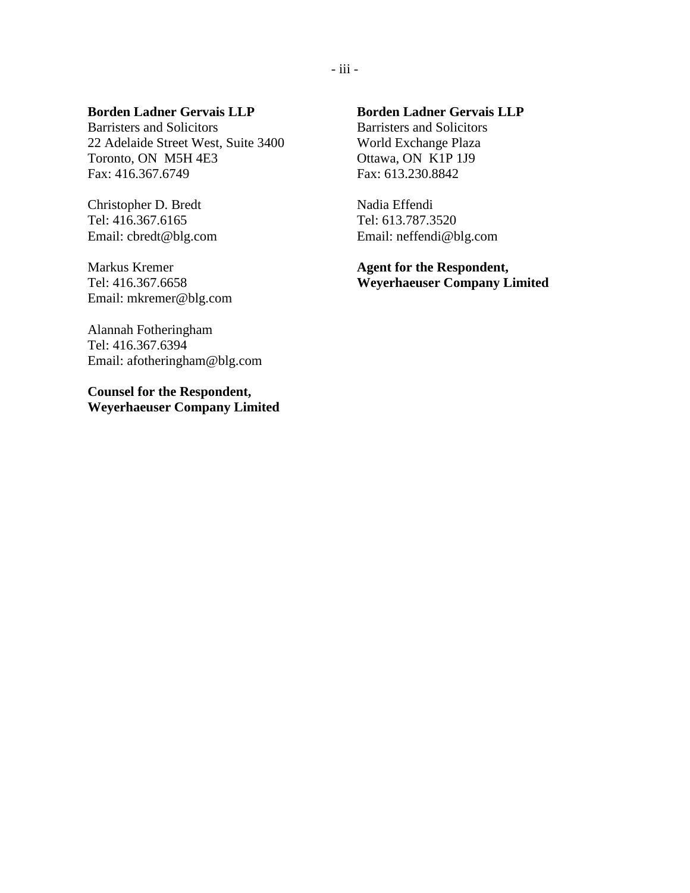**Borden Ladner Gervais LLP**
Barristers and Solicitors
22 Adelaide Street West, Suite 3400
Toronto, ON  M5H 4E3
Fax: 416.367.6749

Christopher D. Bredt
Tel: 416.367.6165
Email: cbredt@blg.com

Markus Kremer
Tel: 416.367.6658
Email: mkremer@blg.com

Alannah Fotheringham
Tel: 416.367.6394
Email: afotheringham@blg.com

**Counsel for the Respondent,**
**Weyerhaeuser Company Limited**

**Borden Ladner Gervais LLP**
Barristers and Solicitors
World Exchange Plaza
Ottawa, ON  K1P 1J9
Fax: 613.230.8842

Nadia Effendi
Tel: 613.787.3520
Email: neffendi@blg.com

**Agent for the Respondent,**
**Weyerhaeuser Company Limited**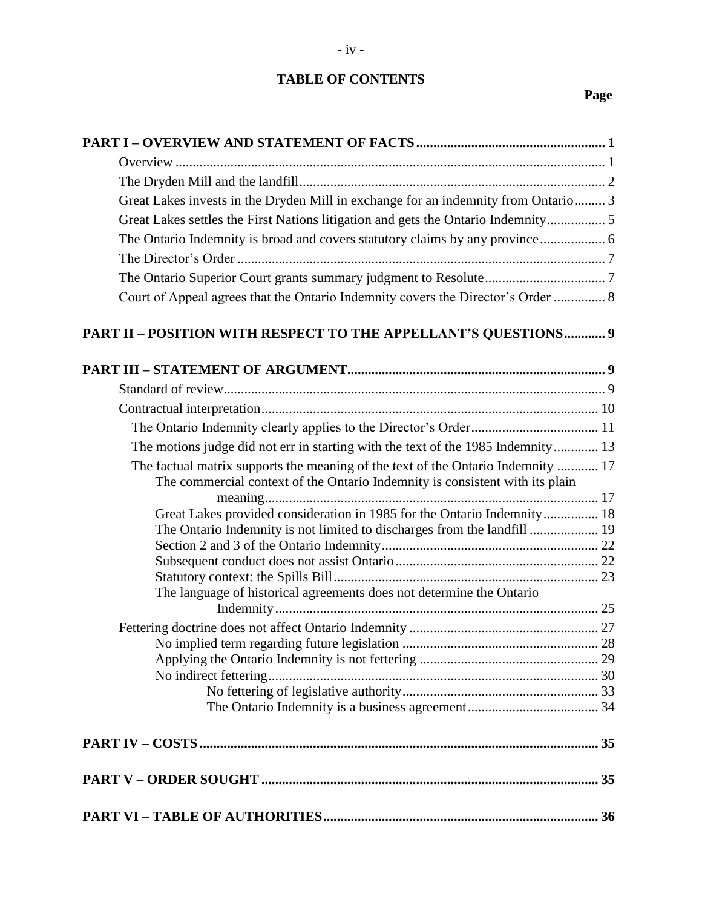# TABLE OF CONTENTS

| | Page |
|---|---|
| **PART I – OVERVIEW AND STATEMENT OF FACTS** | **1** |
| Overview | 1 |
| The Dryden Mill and the landfill | 2 |
| Great Lakes invests in the Dryden Mill in exchange for an indemnity from Ontario | 3 |
| Great Lakes settles the First Nations litigation and gets the Ontario Indemnity | 5 |
| The Ontario Indemnity is broad and covers statutory claims by any province | 6 |
| The Director's Order | 7 |
| The Ontario Superior Court grants summary judgment to Resolute | 7 |
| Court of Appeal agrees that the Ontario Indemnity covers the Director's Order | 8 |
| **PART II – POSITION WITH RESPECT TO THE APPELLANT'S QUESTIONS** | **9** |
| **PART III – STATEMENT OF ARGUMENT** | **9** |
| Standard of review | 9 |
| Contractual interpretation | 10 |
| The Ontario Indemnity clearly applies to the Director's Order | 11 |
| The motions judge did not err in starting with the text of the 1985 Indemnity | 13 |
| The factual matrix supports the meaning of the text of the Ontario Indemnity | 17 |
| The commercial context of the Ontario Indemnity is consistent with its plain meaning | 17 |
| Great Lakes provided consideration in 1985 for the Ontario Indemnity | 18 |
| The Ontario Indemnity is not limited to discharges from the landfill | 19 |
| Section 2 and 3 of the Ontario Indemnity | 22 |
| Subsequent conduct does not assist Ontario | 22 |
| Statutory context: the Spills Bill | 23 |
| The language of historical agreements does not determine the Ontario Indemnity | 25 |
| Fettering doctrine does not affect Ontario Indemnity | 27 |
| No implied term regarding future legislation | 28 |
| Applying the Ontario Indemnity is not fettering | 29 |
| No indirect fettering | 30 |
| No fettering of legislative authority | 33 |
| The Ontario Indemnity is a business agreement | 34 |
| **PART IV – COSTS** | **35** |
| **PART V – ORDER SOUGHT** | **35** |
| **PART VI – TABLE OF AUTHORITIES** | **36** |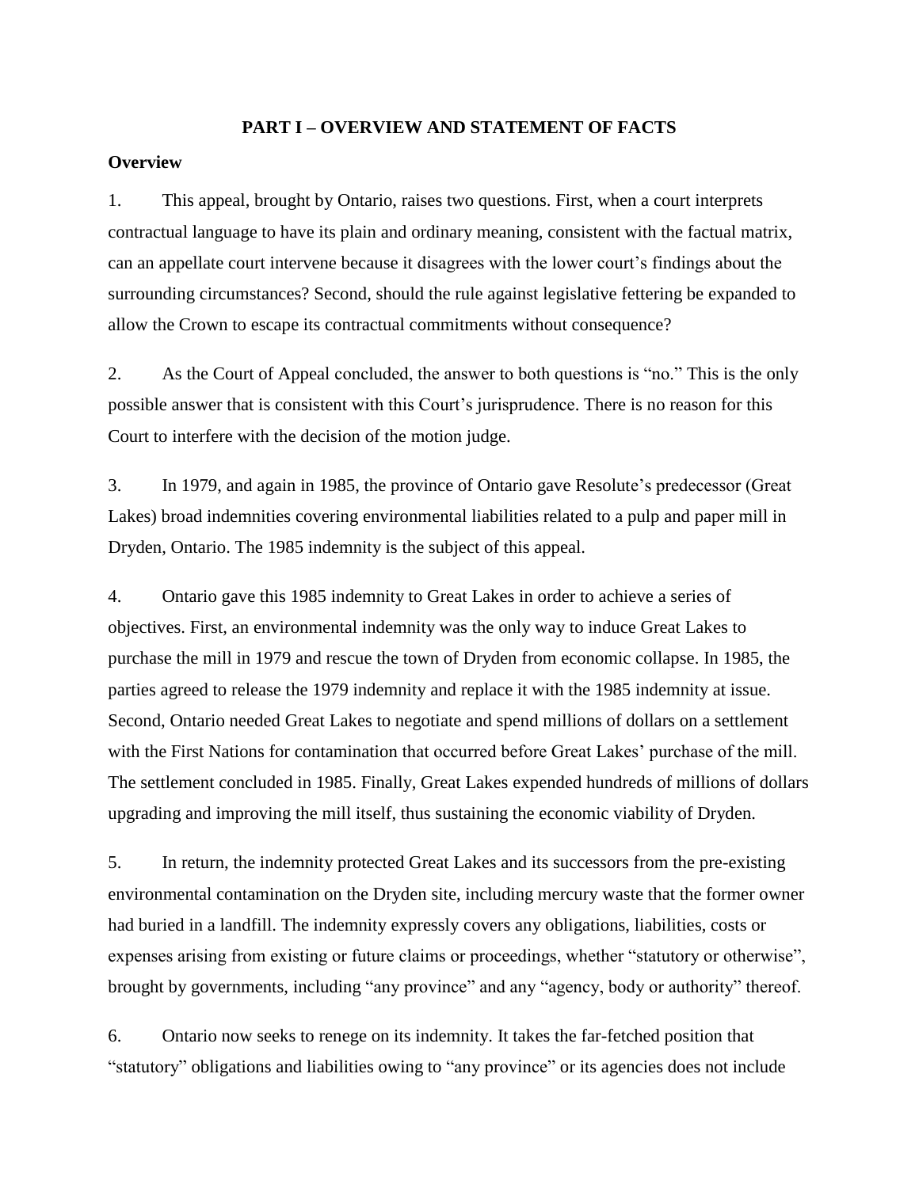## PART I – OVERVIEW AND STATEMENT OF FACTS

### Overview

1. This appeal, brought by Ontario, raises two questions. First, when a court interprets contractual language to have its plain and ordinary meaning, consistent with the factual matrix, can an appellate court intervene because it disagrees with the lower court's findings about the surrounding circumstances? Second, should the rule against legislative fettering be expanded to allow the Crown to escape its contractual commitments without consequence?

2. As the Court of Appeal concluded, the answer to both questions is "no." This is the only possible answer that is consistent with this Court's jurisprudence. There is no reason for this Court to interfere with the decision of the motion judge.

3. In 1979, and again in 1985, the province of Ontario gave Resolute's predecessor (Great Lakes) broad indemnities covering environmental liabilities related to a pulp and paper mill in Dryden, Ontario. The 1985 indemnity is the subject of this appeal.

4. Ontario gave this 1985 indemnity to Great Lakes in order to achieve a series of objectives. First, an environmental indemnity was the only way to induce Great Lakes to purchase the mill in 1979 and rescue the town of Dryden from economic collapse. In 1985, the parties agreed to release the 1979 indemnity and replace it with the 1985 indemnity at issue. Second, Ontario needed Great Lakes to negotiate and spend millions of dollars on a settlement with the First Nations for contamination that occurred before Great Lakes' purchase of the mill. The settlement concluded in 1985. Finally, Great Lakes expended hundreds of millions of dollars upgrading and improving the mill itself, thus sustaining the economic viability of Dryden.

5. In return, the indemnity protected Great Lakes and its successors from the pre-existing environmental contamination on the Dryden site, including mercury waste that the former owner had buried in a landfill. The indemnity expressly covers any obligations, liabilities, costs or expenses arising from existing or future claims or proceedings, whether "statutory or otherwise", brought by governments, including "any province" and any "agency, body or authority" thereof.

6. Ontario now seeks to renege on its indemnity. It takes the far-fetched position that "statutory" obligations and liabilities owing to "any province" or its agencies does not include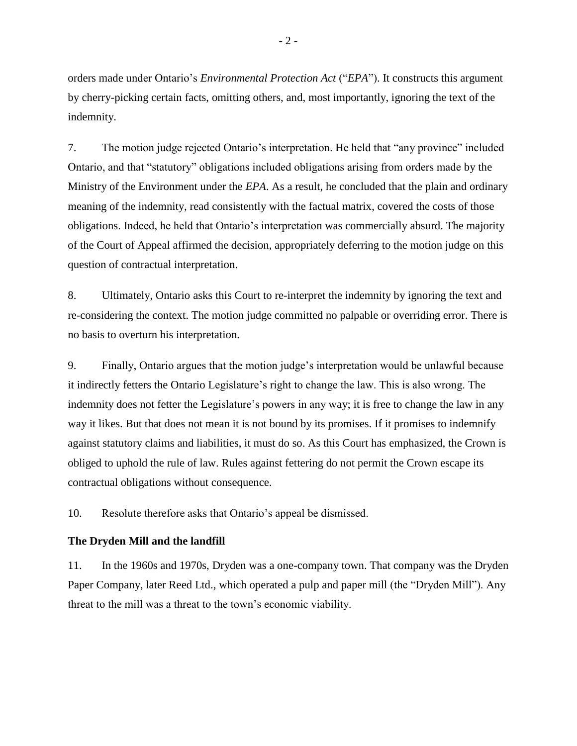orders made under Ontario's *Environmental Protection Act* ("*EPA*"). It constructs this argument by cherry-picking certain facts, omitting others, and, most importantly, ignoring the text of the indemnity.

7. The motion judge rejected Ontario's interpretation. He held that "any province" included Ontario, and that "statutory" obligations included obligations arising from orders made by the Ministry of the Environment under the *EPA*. As a result, he concluded that the plain and ordinary meaning of the indemnity, read consistently with the factual matrix, covered the costs of those obligations. Indeed, he held that Ontario's interpretation was commercially absurd. The majority of the Court of Appeal affirmed the decision, appropriately deferring to the motion judge on this question of contractual interpretation.

8. Ultimately, Ontario asks this Court to re-interpret the indemnity by ignoring the text and re-considering the context. The motion judge committed no palpable or overriding error. There is no basis to overturn his interpretation.

9. Finally, Ontario argues that the motion judge's interpretation would be unlawful because it indirectly fetters the Ontario Legislature's right to change the law. This is also wrong. The indemnity does not fetter the Legislature's powers in any way; it is free to change the law in any way it likes. But that does not mean it is not bound by its promises. If it promises to indemnify against statutory claims and liabilities, it must do so. As this Court has emphasized, the Crown is obliged to uphold the rule of law. Rules against fettering do not permit the Crown escape its contractual obligations without consequence.

10. Resolute therefore asks that Ontario's appeal be dismissed.

**The Dryden Mill and the landfill**

11. In the 1960s and 1970s, Dryden was a one-company town. That company was the Dryden Paper Company, later Reed Ltd., which operated a pulp and paper mill (the "Dryden Mill"). Any threat to the mill was a threat to the town's economic viability.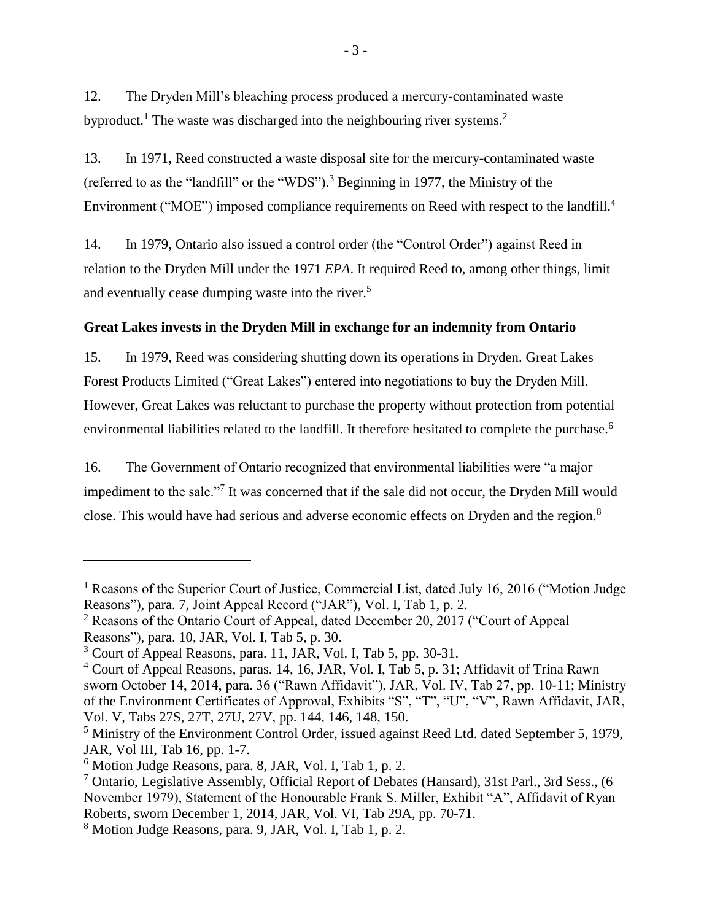12. The Dryden Mill's bleaching process produced a mercury-contaminated waste byproduct.[1] The waste was discharged into the neighbouring river systems.[2]

13. In 1971, Reed constructed a waste disposal site for the mercury-contaminated waste (referred to as the "landfill" or the "WDS").[3] Beginning in 1977, the Ministry of the Environment ("MOE") imposed compliance requirements on Reed with respect to the landfill.[4]

14. In 1979, Ontario also issued a control order (the "Control Order") against Reed in relation to the Dryden Mill under the 1971 *EPA*. It required Reed to, among other things, limit and eventually cease dumping waste into the river.[5]

**Great Lakes invests in the Dryden Mill in exchange for an indemnity from Ontario**

15. In 1979, Reed was considering shutting down its operations in Dryden. Great Lakes Forest Products Limited ("Great Lakes") entered into negotiations to buy the Dryden Mill. However, Great Lakes was reluctant to purchase the property without protection from potential environmental liabilities related to the landfill. It therefore hesitated to complete the purchase.[6]

16. The Government of Ontario recognized that environmental liabilities were "a major impediment to the sale."[7] It was concerned that if the sale did not occur, the Dryden Mill would close. This would have had serious and adverse economic effects on Dryden and the region.[8]

---

[1] Reasons of the Superior Court of Justice, Commercial List, dated July 16, 2016 ("Motion Judge Reasons"), para. 7, Joint Appeal Record ("JAR"), Vol. I, Tab 1, p. 2.

[2] Reasons of the Ontario Court of Appeal, dated December 20, 2017 ("Court of Appeal Reasons"), para. 10, JAR, Vol. I, Tab 5, p. 30.

[3] Court of Appeal Reasons, para. 11, JAR, Vol. I, Tab 5, pp. 30-31.

[4] Court of Appeal Reasons, paras. 14, 16, JAR, Vol. I, Tab 5, p. 31; Affidavit of Trina Rawn sworn October 14, 2014, para. 36 ("Rawn Affidavit"), JAR, Vol. IV, Tab 27, pp. 10-11; Ministry of the Environment Certificates of Approval, Exhibits "S", "T", "U", "V", Rawn Affidavit, JAR, Vol. V, Tabs 27S, 27T, 27U, 27V, pp. 144, 146, 148, 150.

[5] Ministry of the Environment Control Order, issued against Reed Ltd. dated September 5, 1979, JAR, Vol III, Tab 16, pp. 1-7.

[6] Motion Judge Reasons, para. 8, JAR, Vol. I, Tab 1, p. 2.

[7] Ontario, Legislative Assembly, Official Report of Debates (Hansard), 31st Parl., 3rd Sess., (6 November 1979), Statement of the Honourable Frank S. Miller, Exhibit "A", Affidavit of Ryan Roberts, sworn December 1, 2014, JAR, Vol. VI, Tab 29A, pp. 70-71.

[8] Motion Judge Reasons, para. 9, JAR, Vol. I, Tab 1, p. 2.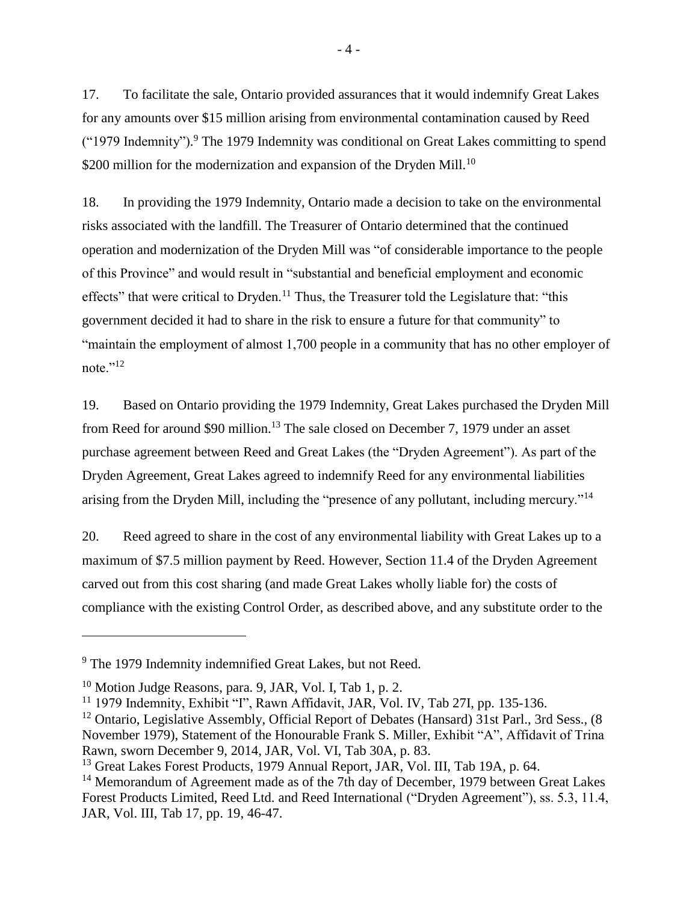17. To facilitate the sale, Ontario provided assurances that it would indemnify Great Lakes for any amounts over $15 million arising from environmental contamination caused by Reed ("1979 Indemnity").[9] The 1979 Indemnity was conditional on Great Lakes committing to spend $200 million for the modernization and expansion of the Dryden Mill.[10]

18. In providing the 1979 Indemnity, Ontario made a decision to take on the environmental risks associated with the landfill. The Treasurer of Ontario determined that the continued operation and modernization of the Dryden Mill was "of considerable importance to the people of this Province" and would result in "substantial and beneficial employment and economic effects" that were critical to Dryden.[11] Thus, the Treasurer told the Legislature that: "this government decided it had to share in the risk to ensure a future for that community" to "maintain the employment of almost 1,700 people in a community that has no other employer of note."[12]

19. Based on Ontario providing the 1979 Indemnity, Great Lakes purchased the Dryden Mill from Reed for around $90 million.[13] The sale closed on December 7, 1979 under an asset purchase agreement between Reed and Great Lakes (the "Dryden Agreement"). As part of the Dryden Agreement, Great Lakes agreed to indemnify Reed for any environmental liabilities arising from the Dryden Mill, including the "presence of any pollutant, including mercury."[14]

20. Reed agreed to share in the cost of any environmental liability with Great Lakes up to a maximum of $7.5 million payment by Reed. However, Section 11.4 of the Dryden Agreement carved out from this cost sharing (and made Great Lakes wholly liable for) the costs of compliance with the existing Control Order, as described above, and any substitute order to the

---

[9] The 1979 Indemnity indemnified Great Lakes, but not Reed.

[10] Motion Judge Reasons, para. 9, JAR, Vol. I, Tab 1, p. 2.

[11] 1979 Indemnity, Exhibit "I", Rawn Affidavit, JAR, Vol. IV, Tab 27I, pp. 135-136.

[12] Ontario, Legislative Assembly, Official Report of Debates (Hansard) 31st Parl., 3rd Sess., (8 November 1979), Statement of the Honourable Frank S. Miller, Exhibit "A", Affidavit of Trina Rawn, sworn December 9, 2014, JAR, Vol. VI, Tab 30A, p. 83.

[13] Great Lakes Forest Products, 1979 Annual Report, JAR, Vol. III, Tab 19A, p. 64.

[14] Memorandum of Agreement made as of the 7th day of December, 1979 between Great Lakes Forest Products Limited, Reed Ltd. and Reed International ("Dryden Agreement"), ss. 5.3, 11.4, JAR, Vol. III, Tab 17, pp. 19, 46-47.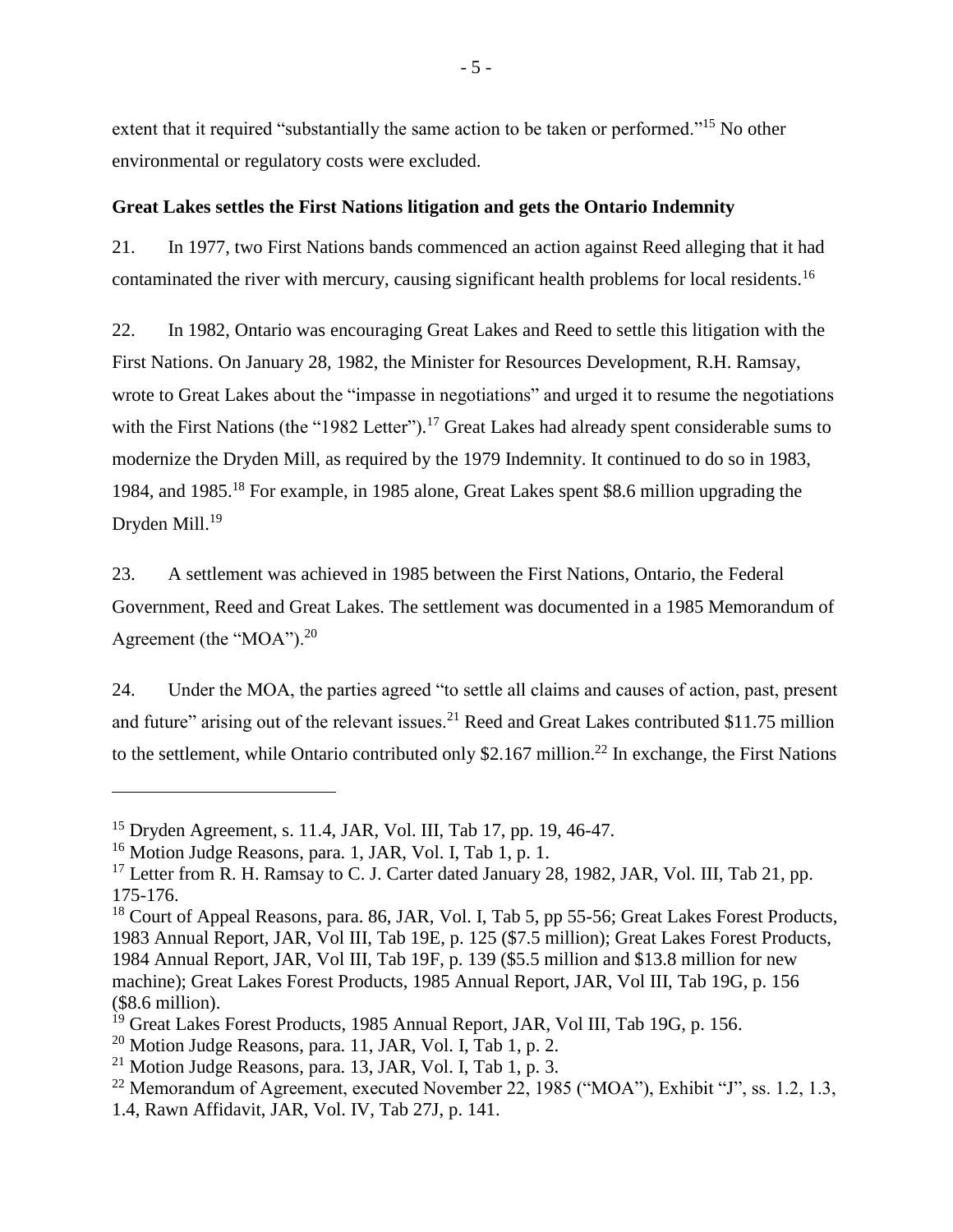extent that it required "substantially the same action to be taken or performed."[15] No other environmental or regulatory costs were excluded.

**Great Lakes settles the First Nations litigation and gets the Ontario Indemnity**

21. In 1977, two First Nations bands commenced an action against Reed alleging that it had contaminated the river with mercury, causing significant health problems for local residents.[16]

22. In 1982, Ontario was encouraging Great Lakes and Reed to settle this litigation with the First Nations. On January 28, 1982, the Minister for Resources Development, R.H. Ramsay, wrote to Great Lakes about the "impasse in negotiations" and urged it to resume the negotiations with the First Nations (the "1982 Letter").[17] Great Lakes had already spent considerable sums to modernize the Dryden Mill, as required by the 1979 Indemnity. It continued to do so in 1983, 1984, and 1985.[18] For example, in 1985 alone, Great Lakes spent $8.6 million upgrading the Dryden Mill.[19]

23. A settlement was achieved in 1985 between the First Nations, Ontario, the Federal Government, Reed and Great Lakes. The settlement was documented in a 1985 Memorandum of Agreement (the "MOA").[20]

24. Under the MOA, the parties agreed "to settle all claims and causes of action, past, present and future" arising out of the relevant issues.[21] Reed and Great Lakes contributed $11.75 million to the settlement, while Ontario contributed only $2.167 million.[22] In exchange, the First Nations

---

[15] Dryden Agreement, s. 11.4, JAR, Vol. III, Tab 17, pp. 19, 46-47.

[16] Motion Judge Reasons, para. 1, JAR, Vol. I, Tab 1, p. 1.

[17] Letter from R. H. Ramsay to C. J. Carter dated January 28, 1982, JAR, Vol. III, Tab 21, pp. 175-176.

[18] Court of Appeal Reasons, para. 86, JAR, Vol. I, Tab 5, pp 55-56; Great Lakes Forest Products, 1983 Annual Report, JAR, Vol III, Tab 19E, p. 125 ($7.5 million); Great Lakes Forest Products, 1984 Annual Report, JAR, Vol III, Tab 19F, p. 139 ($5.5 million and $13.8 million for new machine); Great Lakes Forest Products, 1985 Annual Report, JAR, Vol III, Tab 19G, p. 156 ($8.6 million).

[19] Great Lakes Forest Products, 1985 Annual Report, JAR, Vol III, Tab 19G, p. 156.

[20] Motion Judge Reasons, para. 11, JAR, Vol. I, Tab 1, p. 2.

[21] Motion Judge Reasons, para. 13, JAR, Vol. I, Tab 1, p. 3.

[22] Memorandum of Agreement, executed November 22, 1985 ("MOA"), Exhibit "J", ss. 1.2, 1.3, 1.4, Rawn Affidavit, JAR, Vol. IV, Tab 27J, p. 141.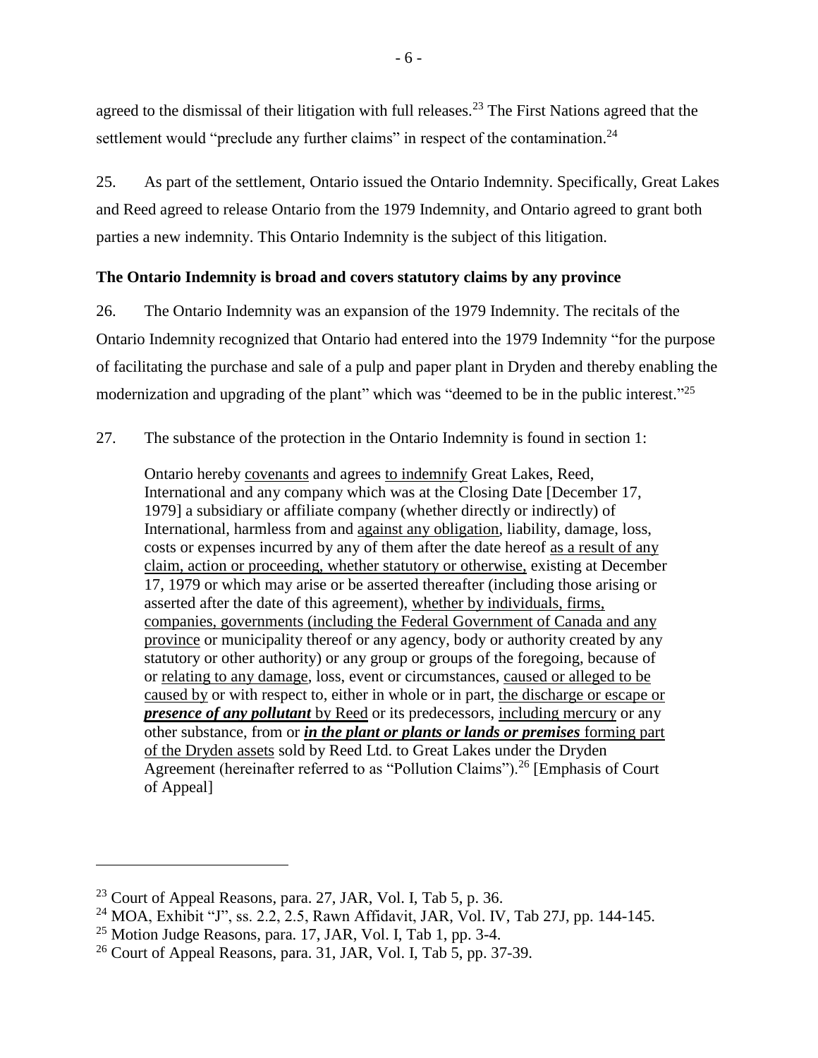agreed to the dismissal of their litigation with full releases.[23] The First Nations agreed that the settlement would "preclude any further claims" in respect of the contamination.[24]

25. As part of the settlement, Ontario issued the Ontario Indemnity. Specifically, Great Lakes and Reed agreed to release Ontario from the 1979 Indemnity, and Ontario agreed to grant both parties a new indemnity. This Ontario Indemnity is the subject of this litigation.

**The Ontario Indemnity is broad and covers statutory claims by any province**

26. The Ontario Indemnity was an expansion of the 1979 Indemnity. The recitals of the Ontario Indemnity recognized that Ontario had entered into the 1979 Indemnity "for the purpose of facilitating the purchase and sale of a pulp and paper plant in Dryden and thereby enabling the modernization and upgrading of the plant" which was "deemed to be in the public interest."[25]

27. The substance of the protection in the Ontario Indemnity is found in section 1:

> Ontario hereby covenants and agrees to indemnify Great Lakes, Reed, International and any company which was at the Closing Date [December 17, 1979] a subsidiary or affiliate company (whether directly or indirectly) of International, harmless from and against any obligation, liability, damage, loss, costs or expenses incurred by any of them after the date hereof as a result of any claim, action or proceeding, whether statutory or otherwise, existing at December 17, 1979 or which may arise or be asserted thereafter (including those arising or asserted after the date of this agreement), whether by individuals, firms, companies, governments (including the Federal Government of Canada and any province or municipality thereof or any agency, body or authority created by any statutory or other authority) or any group or groups of the foregoing, because of or relating to any damage, loss, event or circumstances, caused or alleged to be caused by or with respect to, either in whole or in part, the discharge or escape or ***presence of any pollutant*** by Reed or its predecessors, including mercury or any other substance, from or ***in the plant or plants or lands or premises*** forming part of the Dryden assets sold by Reed Ltd. to Great Lakes under the Dryden Agreement (hereinafter referred to as "Pollution Claims").[26] [Emphasis of Court of Appeal]

---

[23] Court of Appeal Reasons, para. 27, JAR, Vol. I, Tab 5, p. 36.

[24] MOA, Exhibit "J", ss. 2.2, 2.5, Rawn Affidavit, JAR, Vol. IV, Tab 27J, pp. 144-145.

[25] Motion Judge Reasons, para. 17, JAR, Vol. I, Tab 1, pp. 3-4.

[26] Court of Appeal Reasons, para. 31, JAR, Vol. I, Tab 5, pp. 37-39.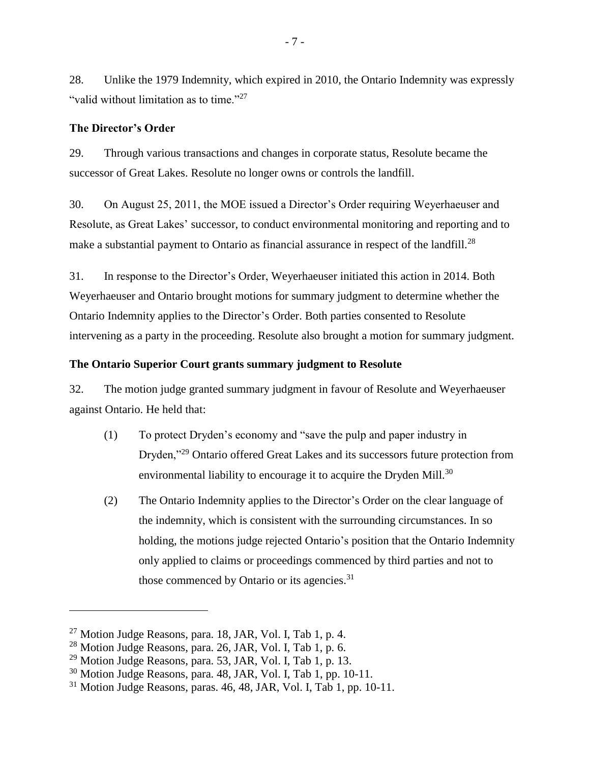28. Unlike the 1979 Indemnity, which expired in 2010, the Ontario Indemnity was expressly "valid without limitation as to time."[27]

### The Director's Order

29. Through various transactions and changes in corporate status, Resolute became the successor of Great Lakes. Resolute no longer owns or controls the landfill.

30. On August 25, 2011, the MOE issued a Director's Order requiring Weyerhaeuser and Resolute, as Great Lakes' successor, to conduct environmental monitoring and reporting and to make a substantial payment to Ontario as financial assurance in respect of the landfill.[28]

31. In response to the Director's Order, Weyerhaeuser initiated this action in 2014. Both Weyerhaeuser and Ontario brought motions for summary judgment to determine whether the Ontario Indemnity applies to the Director's Order. Both parties consented to Resolute intervening as a party in the proceeding. Resolute also brought a motion for summary judgment.

### The Ontario Superior Court grants summary judgment to Resolute

32. The motion judge granted summary judgment in favour of Resolute and Weyerhaeuser against Ontario. He held that:

(1) To protect Dryden's economy and "save the pulp and paper industry in Dryden,"[29] Ontario offered Great Lakes and its successors future protection from environmental liability to encourage it to acquire the Dryden Mill.[30]

(2) The Ontario Indemnity applies to the Director's Order on the clear language of the indemnity, which is consistent with the surrounding circumstances. In so holding, the motions judge rejected Ontario's position that the Ontario Indemnity only applied to claims or proceedings commenced by third parties and not to those commenced by Ontario or its agencies.[31]

---

[27] Motion Judge Reasons, para. 18, JAR, Vol. I, Tab 1, p. 4.
[28] Motion Judge Reasons, para. 26, JAR, Vol. I, Tab 1, p. 6.
[29] Motion Judge Reasons, para. 53, JAR, Vol. I, Tab 1, p. 13.
[30] Motion Judge Reasons, para. 48, JAR, Vol. I, Tab 1, pp. 10-11.
[31] Motion Judge Reasons, paras. 46, 48, JAR, Vol. I, Tab 1, pp. 10-11.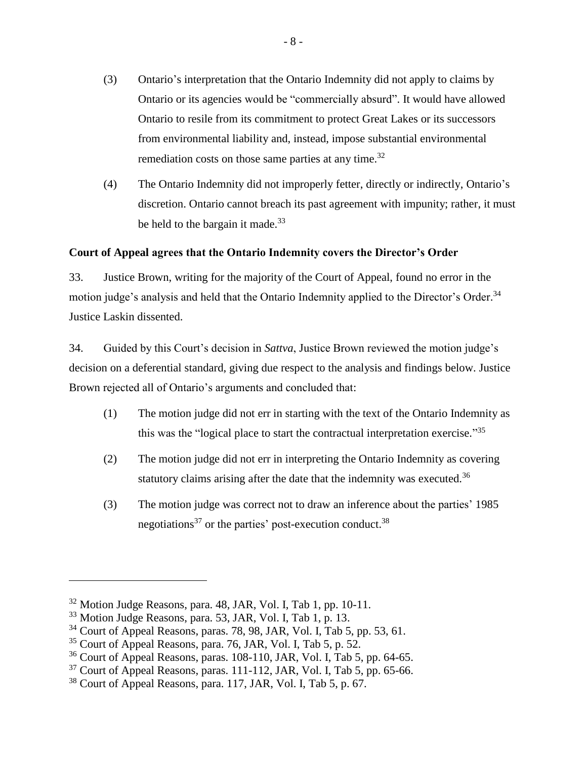(3) Ontario's interpretation that the Ontario Indemnity did not apply to claims by Ontario or its agencies would be "commercially absurd". It would have allowed Ontario to resile from its commitment to protect Great Lakes or its successors from environmental liability and, instead, impose substantial environmental remediation costs on those same parties at any time.[32]

(4) The Ontario Indemnity did not improperly fetter, directly or indirectly, Ontario's discretion. Ontario cannot breach its past agreement with impunity; rather, it must be held to the bargain it made.[33]

**Court of Appeal agrees that the Ontario Indemnity covers the Director's Order**

33. Justice Brown, writing for the majority of the Court of Appeal, found no error in the motion judge's analysis and held that the Ontario Indemnity applied to the Director's Order.[34] Justice Laskin dissented.

34. Guided by this Court's decision in *Sattva*, Justice Brown reviewed the motion judge's decision on a deferential standard, giving due respect to the analysis and findings below. Justice Brown rejected all of Ontario's arguments and concluded that:

(1) The motion judge did not err in starting with the text of the Ontario Indemnity as this was the "logical place to start the contractual interpretation exercise."[35]

(2) The motion judge did not err in interpreting the Ontario Indemnity as covering statutory claims arising after the date that the indemnity was executed.[36]

(3) The motion judge was correct not to draw an inference about the parties' 1985 negotiations[37] or the parties' post-execution conduct.[38]

---

[32] Motion Judge Reasons, para. 48, JAR, Vol. I, Tab 1, pp. 10-11.
[33] Motion Judge Reasons, para. 53, JAR, Vol. I, Tab 1, p. 13.
[34] Court of Appeal Reasons, paras. 78, 98, JAR, Vol. I, Tab 5, pp. 53, 61.
[35] Court of Appeal Reasons, para. 76, JAR, Vol. I, Tab 5, p. 52.
[36] Court of Appeal Reasons, paras. 108-110, JAR, Vol. I, Tab 5, pp. 64-65.
[37] Court of Appeal Reasons, paras. 111-112, JAR, Vol. I, Tab 5, pp. 65-66.
[38] Court of Appeal Reasons, para. 117, JAR, Vol. I, Tab 5, p. 67.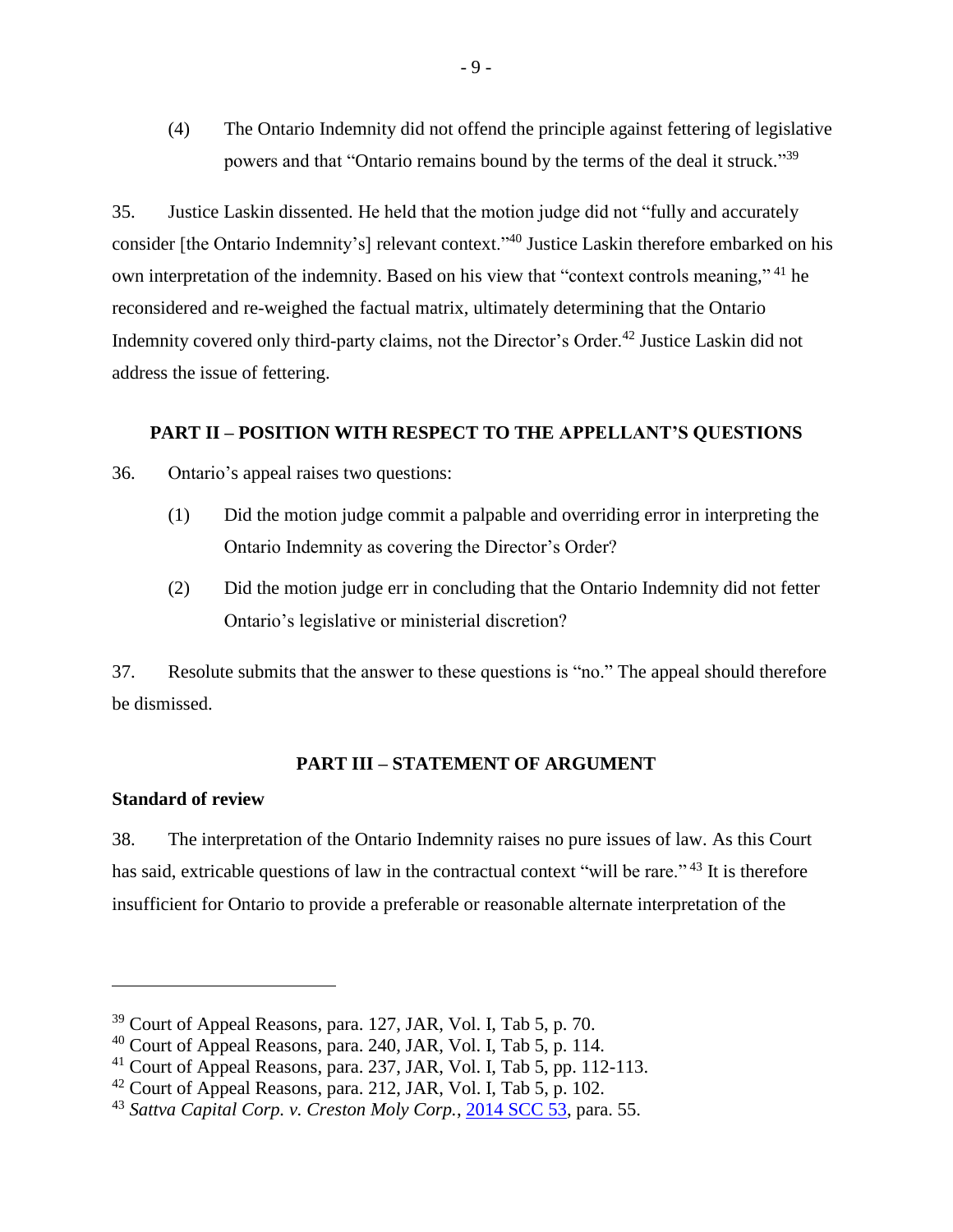(4) The Ontario Indemnity did not offend the principle against fettering of legislative powers and that "Ontario remains bound by the terms of the deal it struck."[39]

35. Justice Laskin dissented. He held that the motion judge did not "fully and accurately consider [the Ontario Indemnity's] relevant context."[40] Justice Laskin therefore embarked on his own interpretation of the indemnity. Based on his view that "context controls meaning,"[41] he reconsidered and re-weighed the factual matrix, ultimately determining that the Ontario Indemnity covered only third-party claims, not the Director's Order.[42] Justice Laskin did not address the issue of fettering.

## PART II – POSITION WITH RESPECT TO THE APPELLANT'S QUESTIONS

36. Ontario's appeal raises two questions:

(1) Did the motion judge commit a palpable and overriding error in interpreting the Ontario Indemnity as covering the Director's Order?

(2) Did the motion judge err in concluding that the Ontario Indemnity did not fetter Ontario's legislative or ministerial discretion?

37. Resolute submits that the answer to these questions is "no." The appeal should therefore be dismissed.

## PART III – STATEMENT OF ARGUMENT

### Standard of review

38. The interpretation of the Ontario Indemnity raises no pure issues of law. As this Court has said, extricable questions of law in the contractual context "will be rare."[43] It is therefore insufficient for Ontario to provide a preferable or reasonable alternate interpretation of the

---

[39] Court of Appeal Reasons, para. 127, JAR, Vol. I, Tab 5, p. 70.

[40] Court of Appeal Reasons, para. 240, JAR, Vol. I, Tab 5, p. 114.

[41] Court of Appeal Reasons, para. 237, JAR, Vol. I, Tab 5, pp. 112-113.

[42] Court of Appeal Reasons, para. 212, JAR, Vol. I, Tab 5, p. 102.

[43] *Sattva Capital Corp. v. Creston Moly Corp.*, 2014 SCC 53, para. 55.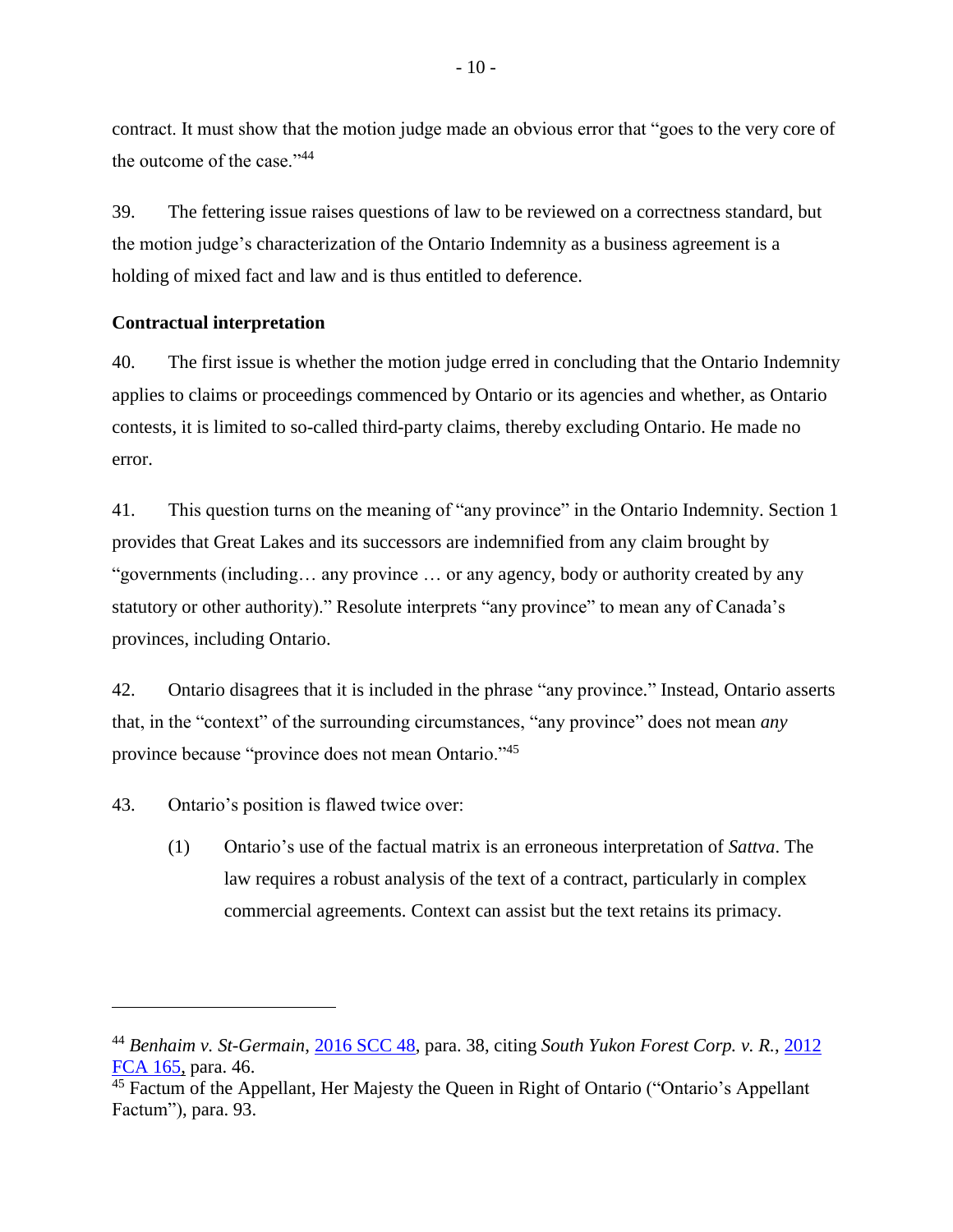contract. It must show that the motion judge made an obvious error that "goes to the very core of the outcome of the case."[44]

39. The fettering issue raises questions of law to be reviewed on a correctness standard, but the motion judge's characterization of the Ontario Indemnity as a business agreement is a holding of mixed fact and law and is thus entitled to deference.

**Contractual interpretation**

40. The first issue is whether the motion judge erred in concluding that the Ontario Indemnity applies to claims or proceedings commenced by Ontario or its agencies and whether, as Ontario contests, it is limited to so-called third-party claims, thereby excluding Ontario. He made no error.

41. This question turns on the meaning of "any province" in the Ontario Indemnity. Section 1 provides that Great Lakes and its successors are indemnified from any claim brought by "governments (including… any province … or any agency, body or authority created by any statutory or other authority)." Resolute interprets "any province" to mean any of Canada's provinces, including Ontario.

42. Ontario disagrees that it is included in the phrase "any province." Instead, Ontario asserts that, in the "context" of the surrounding circumstances, "any province" does not mean *any* province because "province does not mean Ontario."[45]

43. Ontario's position is flawed twice over:

(1) Ontario's use of the factual matrix is an erroneous interpretation of *Sattva*. The law requires a robust analysis of the text of a contract, particularly in complex commercial agreements. Context can assist but the text retains its primacy.

---

[44] *Benhaim v. St-Germain*, 2016 SCC 48, para. 38, citing *South Yukon Forest Corp. v. R.*, 2012 FCA 165, para. 46.

[45] Factum of the Appellant, Her Majesty the Queen in Right of Ontario ("Ontario's Appellant Factum"), para. 93.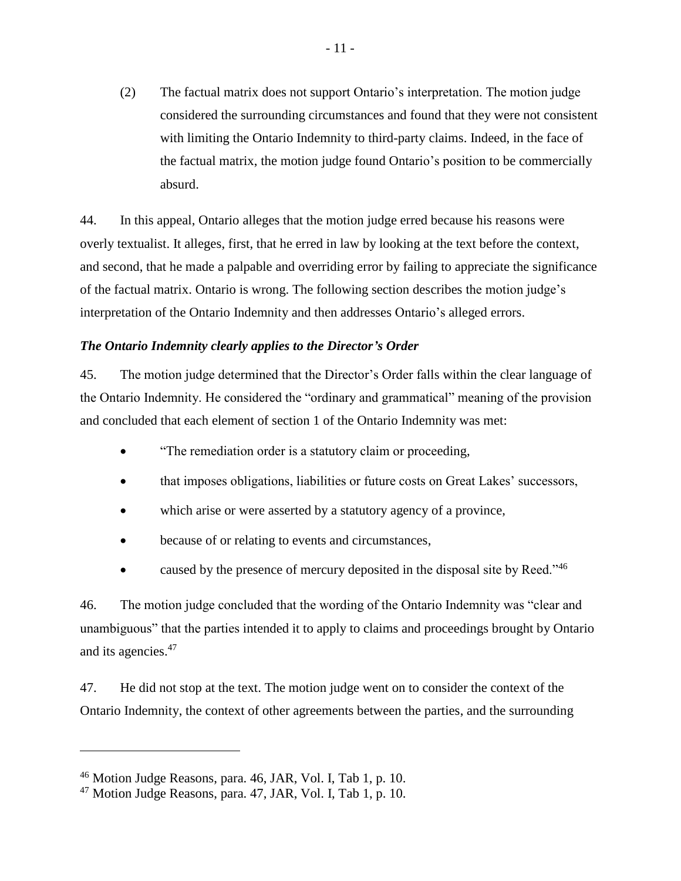(2) The factual matrix does not support Ontario's interpretation. The motion judge considered the surrounding circumstances and found that they were not consistent with limiting the Ontario Indemnity to third-party claims. Indeed, in the face of the factual matrix, the motion judge found Ontario's position to be commercially absurd.

44. In this appeal, Ontario alleges that the motion judge erred because his reasons were overly textualist. It alleges, first, that he erred in law by looking at the text before the context, and second, that he made a palpable and overriding error by failing to appreciate the significance of the factual matrix. Ontario is wrong. The following section describes the motion judge's interpretation of the Ontario Indemnity and then addresses Ontario's alleged errors.

***The Ontario Indemnity clearly applies to the Director's Order***

45. The motion judge determined that the Director's Order falls within the clear language of the Ontario Indemnity. He considered the "ordinary and grammatical" meaning of the provision and concluded that each element of section 1 of the Ontario Indemnity was met:

- "The remediation order is a statutory claim or proceeding,
- that imposes obligations, liabilities or future costs on Great Lakes' successors,
- which arise or were asserted by a statutory agency of a province,
- because of or relating to events and circumstances,
- caused by the presence of mercury deposited in the disposal site by Reed."[46]

46. The motion judge concluded that the wording of the Ontario Indemnity was "clear and unambiguous" that the parties intended it to apply to claims and proceedings brought by Ontario and its agencies.[47]

47. He did not stop at the text. The motion judge went on to consider the context of the Ontario Indemnity, the context of other agreements between the parties, and the surrounding

---

[46] Motion Judge Reasons, para. 46, JAR, Vol. I, Tab 1, p. 10.

[47] Motion Judge Reasons, para. 47, JAR, Vol. I, Tab 1, p. 10.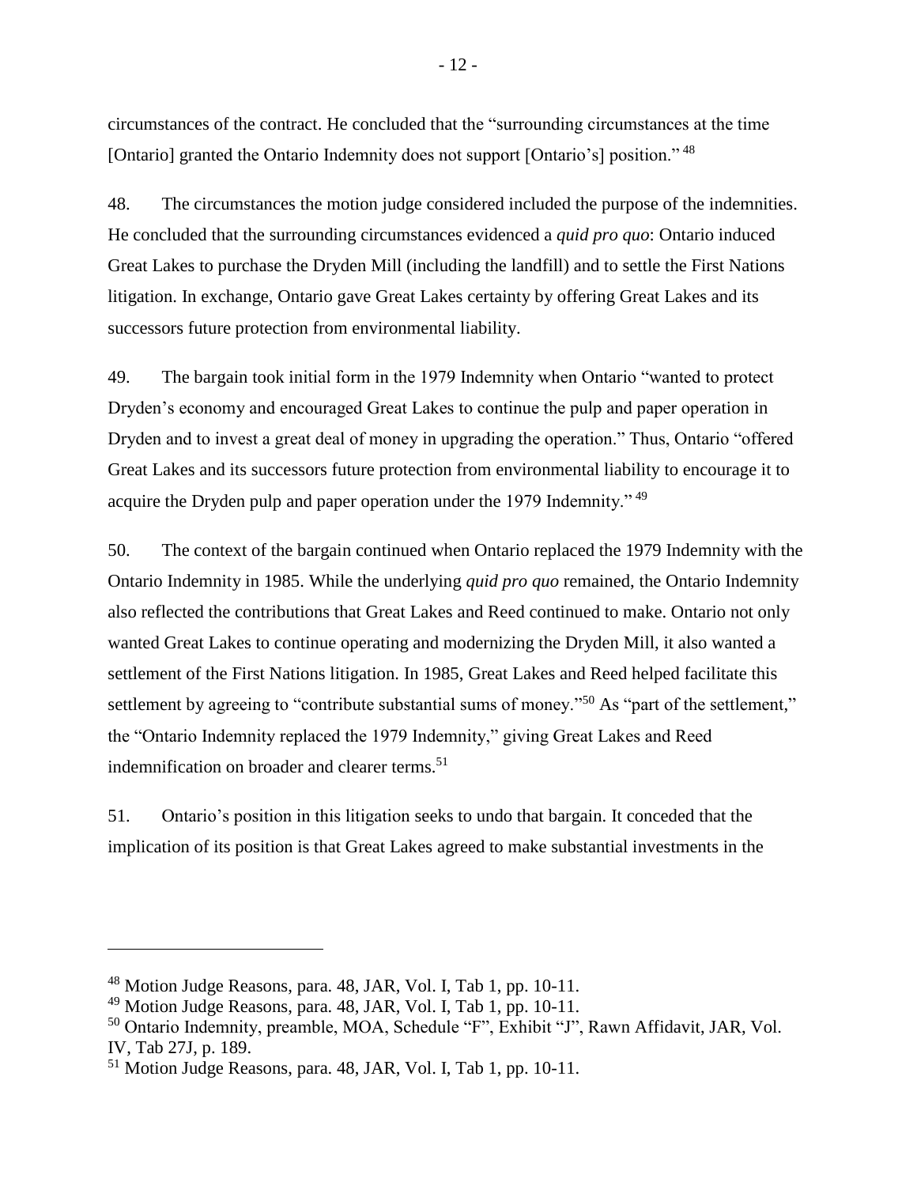circumstances of the contract. He concluded that the "surrounding circumstances at the time [Ontario] granted the Ontario Indemnity does not support [Ontario's] position." [48]

48. The circumstances the motion judge considered included the purpose of the indemnities. He concluded that the surrounding circumstances evidenced a *quid pro quo*: Ontario induced Great Lakes to purchase the Dryden Mill (including the landfill) and to settle the First Nations litigation. In exchange, Ontario gave Great Lakes certainty by offering Great Lakes and its successors future protection from environmental liability.

49. The bargain took initial form in the 1979 Indemnity when Ontario "wanted to protect Dryden's economy and encouraged Great Lakes to continue the pulp and paper operation in Dryden and to invest a great deal of money in upgrading the operation." Thus, Ontario "offered Great Lakes and its successors future protection from environmental liability to encourage it to acquire the Dryden pulp and paper operation under the 1979 Indemnity." [49]

50. The context of the bargain continued when Ontario replaced the 1979 Indemnity with the Ontario Indemnity in 1985. While the underlying *quid pro quo* remained, the Ontario Indemnity also reflected the contributions that Great Lakes and Reed continued to make. Ontario not only wanted Great Lakes to continue operating and modernizing the Dryden Mill, it also wanted a settlement of the First Nations litigation. In 1985, Great Lakes and Reed helped facilitate this settlement by agreeing to "contribute substantial sums of money."[50] As "part of the settlement," the "Ontario Indemnity replaced the 1979 Indemnity," giving Great Lakes and Reed indemnification on broader and clearer terms.[51]

51. Ontario's position in this litigation seeks to undo that bargain. It conceded that the implication of its position is that Great Lakes agreed to make substantial investments in the

---

[48] Motion Judge Reasons, para. 48, JAR, Vol. I, Tab 1, pp. 10-11.

[49] Motion Judge Reasons, para. 48, JAR, Vol. I, Tab 1, pp. 10-11.

[50] Ontario Indemnity, preamble, MOA, Schedule "F", Exhibit "J", Rawn Affidavit, JAR, Vol. IV, Tab 27J, p. 189.

[51] Motion Judge Reasons, para. 48, JAR, Vol. I, Tab 1, pp. 10-11.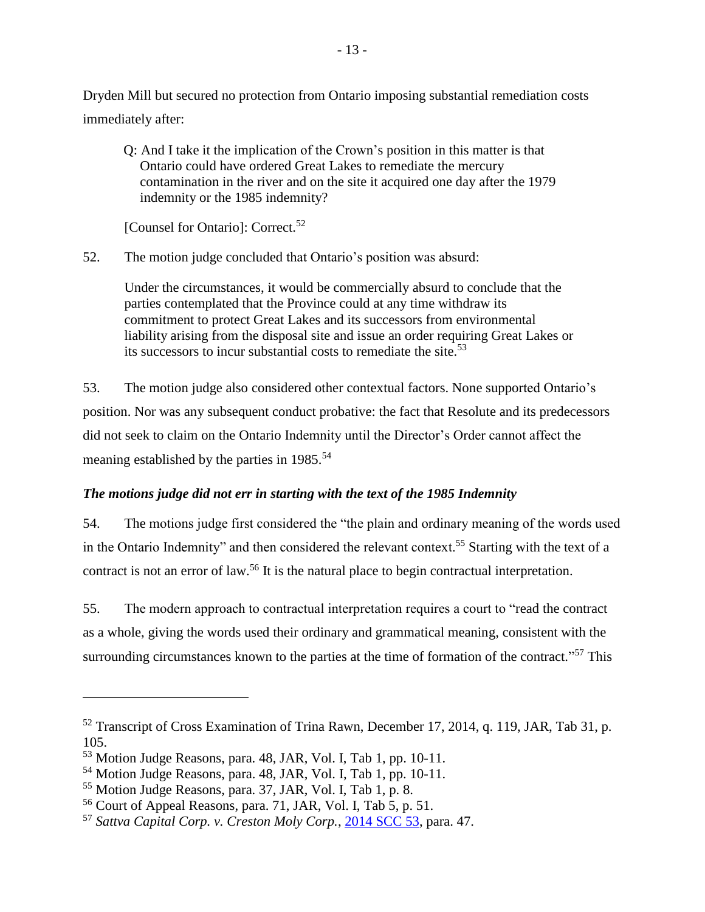Dryden Mill but secured no protection from Ontario imposing substantial remediation costs immediately after:

> Q: And I take it the implication of the Crown's position in this matter is that Ontario could have ordered Great Lakes to remediate the mercury contamination in the river and on the site it acquired one day after the 1979 indemnity or the 1985 indemnity?
>
> [Counsel for Ontario]: Correct.[52]

52. The motion judge concluded that Ontario's position was absurd:

> Under the circumstances, it would be commercially absurd to conclude that the parties contemplated that the Province could at any time withdraw its commitment to protect Great Lakes and its successors from environmental liability arising from the disposal site and issue an order requiring Great Lakes or its successors to incur substantial costs to remediate the site.[53]

53. The motion judge also considered other contextual factors. None supported Ontario's position. Nor was any subsequent conduct probative: the fact that Resolute and its predecessors did not seek to claim on the Ontario Indemnity until the Director's Order cannot affect the meaning established by the parties in 1985.[54]

### *The motions judge did not err in starting with the text of the 1985 Indemnity*

54. The motions judge first considered the "the plain and ordinary meaning of the words used in the Ontario Indemnity" and then considered the relevant context.[55] Starting with the text of a contract is not an error of law.[56] It is the natural place to begin contractual interpretation.

55. The modern approach to contractual interpretation requires a court to "read the contract as a whole, giving the words used their ordinary and grammatical meaning, consistent with the surrounding circumstances known to the parties at the time of formation of the contract."[57] This

---

[52] Transcript of Cross Examination of Trina Rawn, December 17, 2014, q. 119, JAR, Tab 31, p. 105.

[53] Motion Judge Reasons, para. 48, JAR, Vol. I, Tab 1, pp. 10-11.

[54] Motion Judge Reasons, para. 48, JAR, Vol. I, Tab 1, pp. 10-11.

[55] Motion Judge Reasons, para. 37, JAR, Vol. I, Tab 1, p. 8.

[56] Court of Appeal Reasons, para. 71, JAR, Vol. I, Tab 5, p. 51.

[57] *Sattva Capital Corp. v. Creston Moly Corp.*, 2014 SCC 53, para. 47.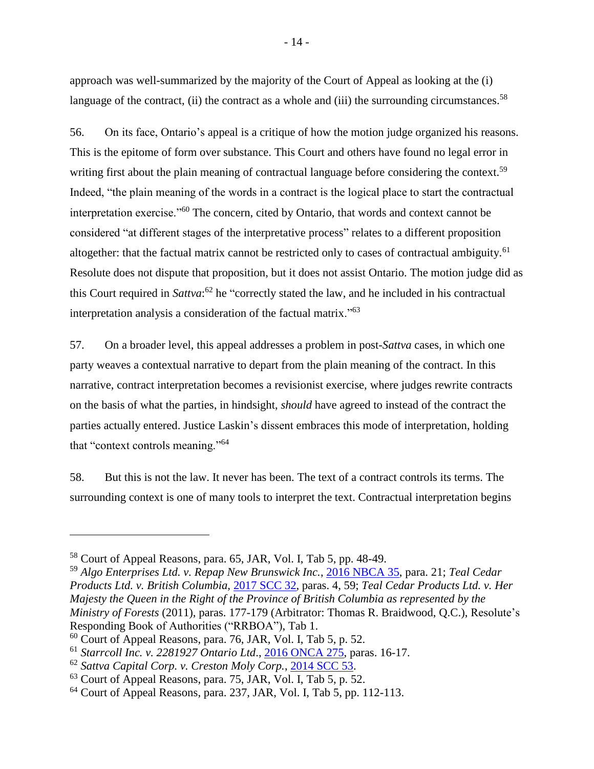approach was well-summarized by the majority of the Court of Appeal as looking at the (i) language of the contract, (ii) the contract as a whole and (iii) the surrounding circumstances.[58]

56. On its face, Ontario's appeal is a critique of how the motion judge organized his reasons. This is the epitome of form over substance. This Court and others have found no legal error in writing first about the plain meaning of contractual language before considering the context.[59] Indeed, "the plain meaning of the words in a contract is the logical place to start the contractual interpretation exercise."[60] The concern, cited by Ontario, that words and context cannot be considered "at different stages of the interpretative process" relates to a different proposition altogether: that the factual matrix cannot be restricted only to cases of contractual ambiguity.[61] Resolute does not dispute that proposition, but it does not assist Ontario. The motion judge did as this Court required in *Sattva*:[62] he "correctly stated the law, and he included in his contractual interpretation analysis a consideration of the factual matrix."[63]

57. On a broader level, this appeal addresses a problem in post-*Sattva* cases, in which one party weaves a contextual narrative to depart from the plain meaning of the contract. In this narrative, contract interpretation becomes a revisionist exercise, where judges rewrite contracts on the basis of what the parties, in hindsight, *should* have agreed to instead of the contract the parties actually entered. Justice Laskin's dissent embraces this mode of interpretation, holding that "context controls meaning."[64]

58. But this is not the law. It never has been. The text of a contract controls its terms. The surrounding context is one of many tools to interpret the text. Contractual interpretation begins

---

[58] Court of Appeal Reasons, para. 65, JAR, Vol. I, Tab 5, pp. 48-49.

[59] *Algo Enterprises Ltd. v. Repap New Brunswick Inc.*, 2016 NBCA 35, para. 21; *Teal Cedar Products Ltd. v. British Columbia*, 2017 SCC 32, paras. 4, 59; *Teal Cedar Products Ltd. v. Her Majesty the Queen in the Right of the Province of British Columbia as represented by the Ministry of Forests* (2011), paras. 177-179 (Arbitrator: Thomas R. Braidwood, Q.C.), Resolute's Responding Book of Authorities ("RRBOA"), Tab 1.

[60] Court of Appeal Reasons, para. 76, JAR, Vol. I, Tab 5, p. 52.

[61] *Starrcoll Inc. v. 2281927 Ontario Ltd*., 2016 ONCA 275, paras. 16-17.

[62] *Sattva Capital Corp. v. Creston Moly Corp.*, 2014 SCC 53.

[63] Court of Appeal Reasons, para. 75, JAR, Vol. I, Tab 5, p. 52.

[64] Court of Appeal Reasons, para. 237, JAR, Vol. I, Tab 5, pp. 112-113.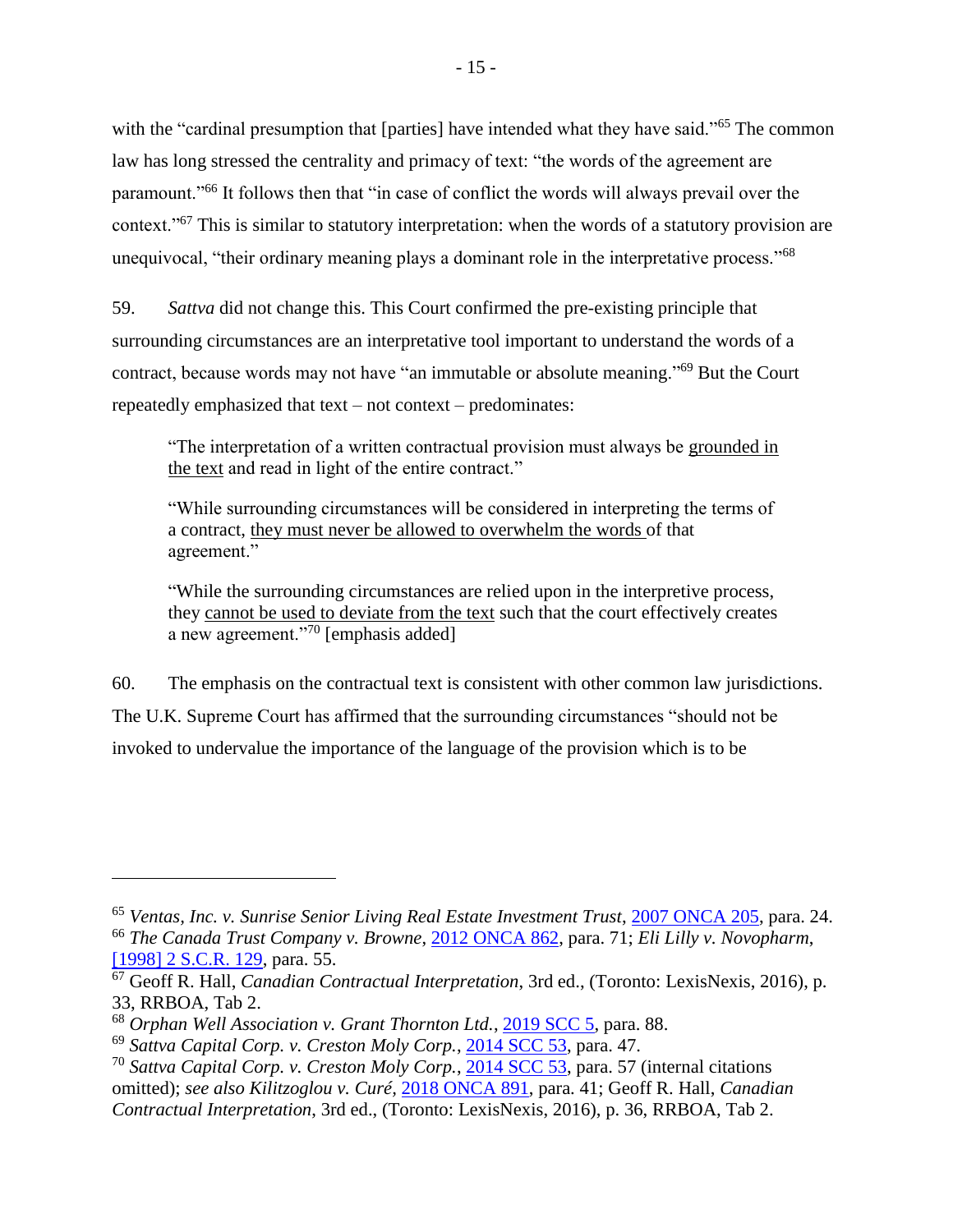with the "cardinal presumption that [parties] have intended what they have said."[65] The common law has long stressed the centrality and primacy of text: "the words of the agreement are paramount."[66] It follows then that "in case of conflict the words will always prevail over the context."[67] This is similar to statutory interpretation: when the words of a statutory provision are unequivocal, "their ordinary meaning plays a dominant role in the interpretative process."[68]

59. *Sattva* did not change this. This Court confirmed the pre-existing principle that surrounding circumstances are an interpretative tool important to understand the words of a contract, because words may not have "an immutable or absolute meaning."[69] But the Court repeatedly emphasized that text – not context – predominates:

> "The interpretation of a written contractual provision must always be grounded in the text and read in light of the entire contract."
>
> "While surrounding circumstances will be considered in interpreting the terms of a contract, they must never be allowed to overwhelm the words of that agreement."
>
> "While the surrounding circumstances are relied upon in the interpretive process, they cannot be used to deviate from the text such that the court effectively creates a new agreement."[70] [emphasis added]

60. The emphasis on the contractual text is consistent with other common law jurisdictions. The U.K. Supreme Court has affirmed that the surrounding circumstances "should not be invoked to undervalue the importance of the language of the provision which is to be

---

[65] *Ventas, Inc. v. Sunrise Senior Living Real Estate Investment Trust*, 2007 ONCA 205, para. 24.

[66] *The Canada Trust Company v. Browne*, 2012 ONCA 862, para. 71; *Eli Lilly v. Novopharm*, [1998] 2 S.C.R. 129, para. 55.

[67] Geoff R. Hall, *Canadian Contractual Interpretation*, 3rd ed., (Toronto: LexisNexis, 2016), p. 33, RRBOA, Tab 2.

[68] *Orphan Well Association v. Grant Thornton Ltd.*, 2019 SCC 5, para. 88.

[69] *Sattva Capital Corp. v. Creston Moly Corp.*, 2014 SCC 53, para. 47.

[70] *Sattva Capital Corp. v. Creston Moly Corp.*, 2014 SCC 53, para. 57 (internal citations omitted); *see also Kilitzoglou v. Curé*, 2018 ONCA 891, para. 41; Geoff R. Hall, *Canadian Contractual Interpretation*, 3rd ed., (Toronto: LexisNexis, 2016), p. 36, RRBOA, Tab 2.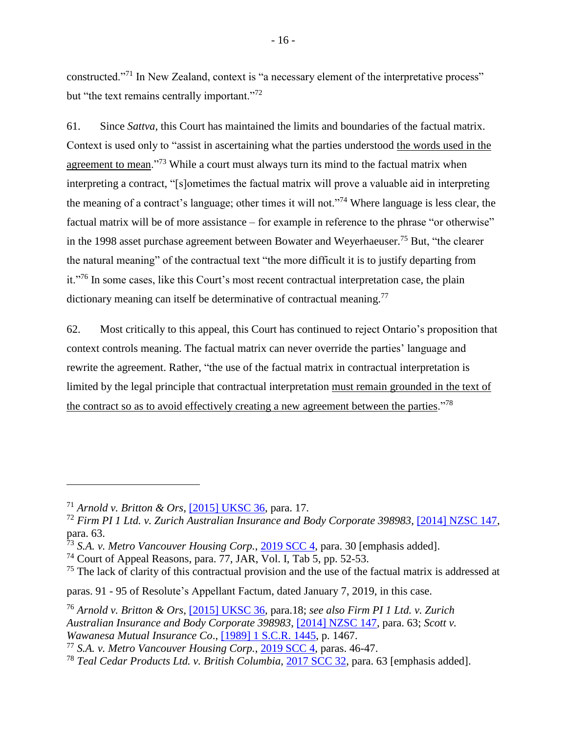constructed."[71] In New Zealand, context is "a necessary element of the interpretative process" but "the text remains centrally important."[72]

61. Since *Sattva*, this Court has maintained the limits and boundaries of the factual matrix. Context is used only to "assist in ascertaining what the parties understood <u>the words used in the agreement to mean</u>."[73] While a court must always turn its mind to the factual matrix when interpreting a contract, "[s]ometimes the factual matrix will prove a valuable aid in interpreting the meaning of a contract's language; other times it will not."[74] Where language is less clear, the factual matrix will be of more assistance – for example in reference to the phrase "or otherwise" in the 1998 asset purchase agreement between Bowater and Weyerhaeuser.[75] But, "the clearer the natural meaning" of the contractual text "the more difficult it is to justify departing from it."[76] In some cases, like this Court's most recent contractual interpretation case, the plain dictionary meaning can itself be determinative of contractual meaning.[77]

62. Most critically to this appeal, this Court has continued to reject Ontario's proposition that context controls meaning. The factual matrix can never override the parties' language and rewrite the agreement. Rather, "the use of the factual matrix in contractual interpretation is limited by the legal principle that contractual interpretation <u>must remain grounded in the text of the contract so as to avoid effectively creating a new agreement between the parties</u>."[78]

---

[71] *Arnold v. Britton & Ors*, [2015] UKSC 36, para. 17.

[72] *Firm PI 1 Ltd. v. Zurich Australian Insurance and Body Corporate 398983*, [2014] NZSC 147, para. 63.

[73] *S.A. v. Metro Vancouver Housing Corp.*, 2019 SCC 4, para. 30 [emphasis added].

[74] Court of Appeal Reasons, para. 77, JAR, Vol. I, Tab 5, pp. 52-53.

[75] The lack of clarity of this contractual provision and the use of the factual matrix is addressed at paras. 91 - 95 of Resolute's Appellant Factum, dated January 7, 2019, in this case.

[76] *Arnold v. Britton & Ors*, [2015] UKSC 36, para.18; *see also Firm PI 1 Ltd. v. Zurich Australian Insurance and Body Corporate 398983*, [2014] NZSC 147, para. 63; *Scott v. Wawanesa Mutual Insurance Co*., [1989] 1 S.C.R. 1445, p. 1467.

[77] *S.A. v. Metro Vancouver Housing Corp.*, 2019 SCC 4, paras. 46-47.

[78] *Teal Cedar Products Ltd. v. British Columbia*, 2017 SCC 32, para. 63 [emphasis added].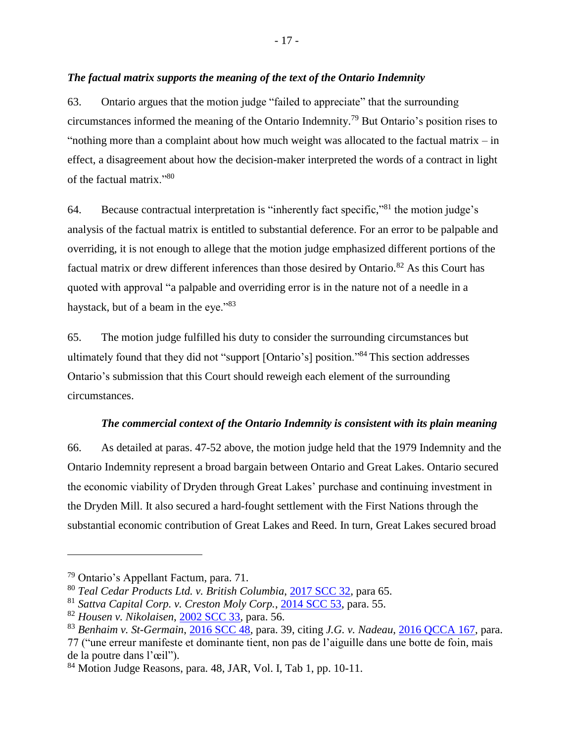### *The factual matrix supports the meaning of the text of the Ontario Indemnity*

63. Ontario argues that the motion judge "failed to appreciate" that the surrounding circumstances informed the meaning of the Ontario Indemnity.[79] But Ontario's position rises to "nothing more than a complaint about how much weight was allocated to the factual matrix – in effect, a disagreement about how the decision-maker interpreted the words of a contract in light of the factual matrix."[80]

64. Because contractual interpretation is "inherently fact specific,"[81] the motion judge's analysis of the factual matrix is entitled to substantial deference. For an error to be palpable and overriding, it is not enough to allege that the motion judge emphasized different portions of the factual matrix or drew different inferences than those desired by Ontario.[82] As this Court has quoted with approval "a palpable and overriding error is in the nature not of a needle in a haystack, but of a beam in the eye."[83]

65. The motion judge fulfilled his duty to consider the surrounding circumstances but ultimately found that they did not "support [Ontario's] position."[84] This section addresses Ontario's submission that this Court should reweigh each element of the surrounding circumstances.

#### *The commercial context of the Ontario Indemnity is consistent with its plain meaning*

66. As detailed at paras. 47-52 above, the motion judge held that the 1979 Indemnity and the Ontario Indemnity represent a broad bargain between Ontario and Great Lakes. Ontario secured the economic viability of Dryden through Great Lakes' purchase and continuing investment in the Dryden Mill. It also secured a hard-fought settlement with the First Nations through the substantial economic contribution of Great Lakes and Reed. In turn, Great Lakes secured broad

---

[79] Ontario's Appellant Factum, para. 71.

[80] *Teal Cedar Products Ltd. v. British Columbia*, 2017 SCC 32, para 65.

[81] *Sattva Capital Corp. v. Creston Moly Corp.*, 2014 SCC 53, para. 55.

[82] *Housen v. Nikolaisen*, 2002 SCC 33, para. 56.

[83] *Benhaim v. St-Germain*, 2016 SCC 48, para. 39, citing *J.G. v. Nadeau*, 2016 QCCA 167, para. 77 ("une erreur manifeste et dominante tient, non pas de l'aiguille dans une botte de foin, mais de la poutre dans l'œil").

[84] Motion Judge Reasons, para. 48, JAR, Vol. I, Tab 1, pp. 10-11.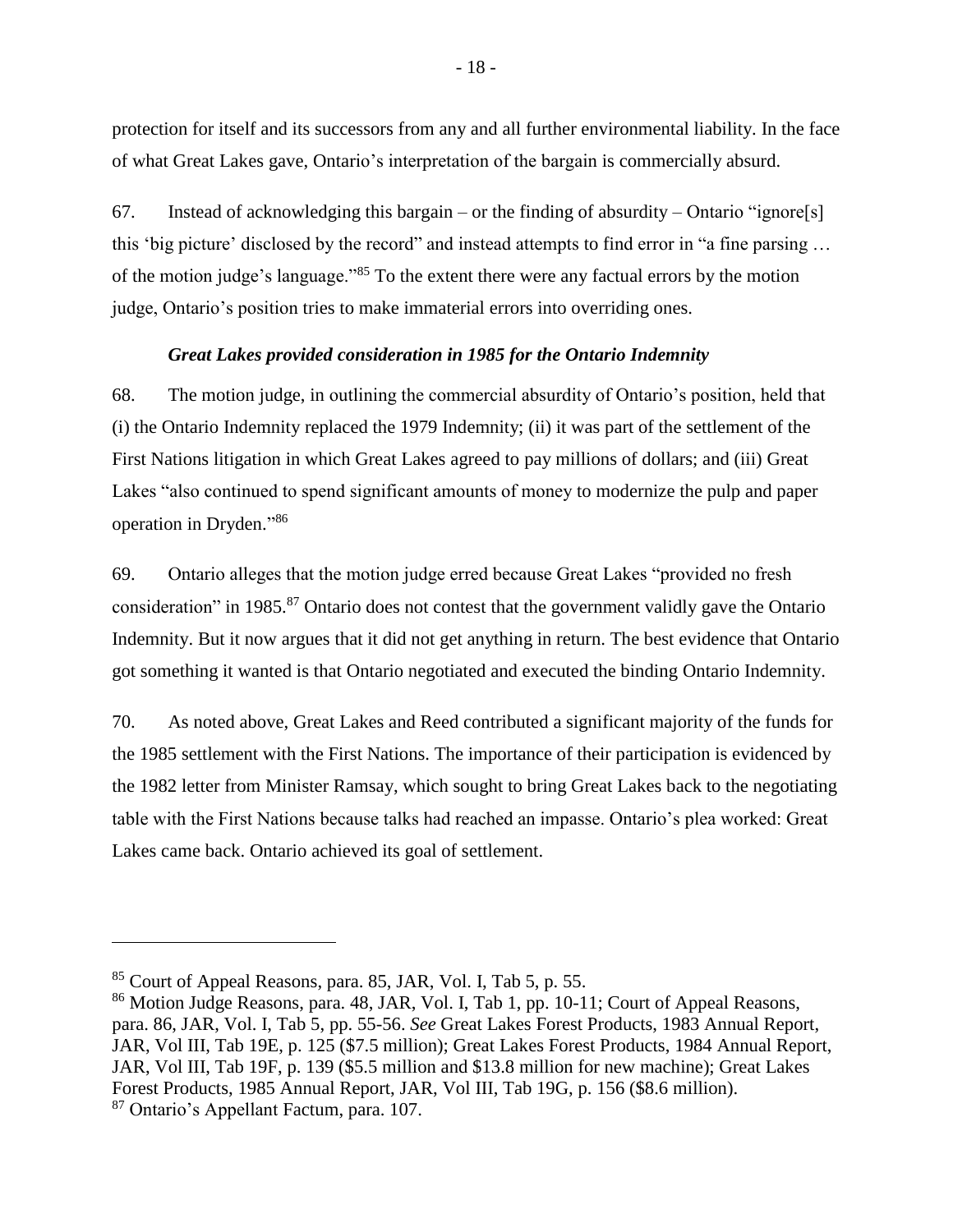protection for itself and its successors from any and all further environmental liability. In the face of what Great Lakes gave, Ontario's interpretation of the bargain is commercially absurd.

67. Instead of acknowledging this bargain – or the finding of absurdity – Ontario "ignore[s] this 'big picture' disclosed by the record" and instead attempts to find error in "a fine parsing … of the motion judge's language."[85] To the extent there were any factual errors by the motion judge, Ontario's position tries to make immaterial errors into overriding ones.

### *Great Lakes provided consideration in 1985 for the Ontario Indemnity*

68. The motion judge, in outlining the commercial absurdity of Ontario's position, held that (i) the Ontario Indemnity replaced the 1979 Indemnity; (ii) it was part of the settlement of the First Nations litigation in which Great Lakes agreed to pay millions of dollars; and (iii) Great Lakes "also continued to spend significant amounts of money to modernize the pulp and paper operation in Dryden."[86]

69. Ontario alleges that the motion judge erred because Great Lakes "provided no fresh consideration" in 1985.[87] Ontario does not contest that the government validly gave the Ontario Indemnity. But it now argues that it did not get anything in return. The best evidence that Ontario got something it wanted is that Ontario negotiated and executed the binding Ontario Indemnity.

70. As noted above, Great Lakes and Reed contributed a significant majority of the funds for the 1985 settlement with the First Nations. The importance of their participation is evidenced by the 1982 letter from Minister Ramsay, which sought to bring Great Lakes back to the negotiating table with the First Nations because talks had reached an impasse. Ontario's plea worked: Great Lakes came back. Ontario achieved its goal of settlement.

---

[85] Court of Appeal Reasons, para. 85, JAR, Vol. I, Tab 5, p. 55.

[86] Motion Judge Reasons, para. 48, JAR, Vol. I, Tab 1, pp. 10-11; Court of Appeal Reasons, para. 86, JAR, Vol. I, Tab 5, pp. 55-56. *See* Great Lakes Forest Products, 1983 Annual Report, JAR, Vol III, Tab 19E, p. 125 ($7.5 million); Great Lakes Forest Products, 1984 Annual Report, JAR, Vol III, Tab 19F, p. 139 ($5.5 million and $13.8 million for new machine); Great Lakes Forest Products, 1985 Annual Report, JAR, Vol III, Tab 19G, p. 156 ($8.6 million).

[87] Ontario's Appellant Factum, para. 107.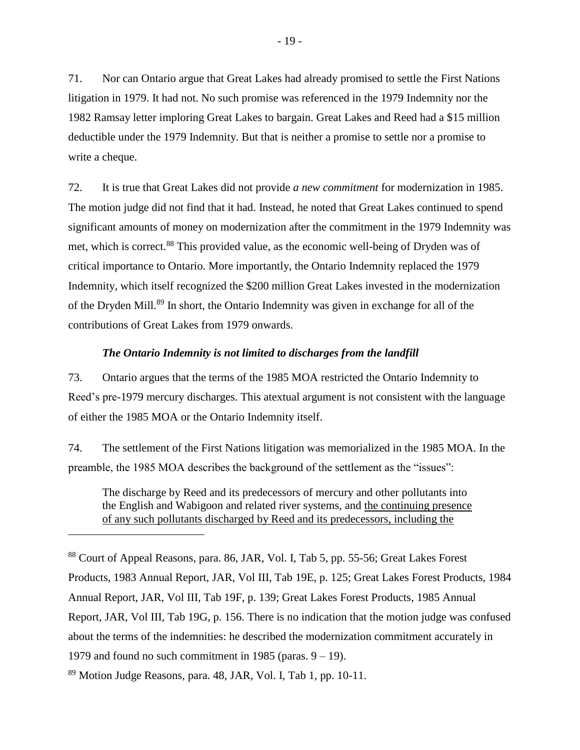71. Nor can Ontario argue that Great Lakes had already promised to settle the First Nations litigation in 1979. It had not. No such promise was referenced in the 1979 Indemnity nor the 1982 Ramsay letter imploring Great Lakes to bargain. Great Lakes and Reed had a $15 million deductible under the 1979 Indemnity. But that is neither a promise to settle nor a promise to write a cheque.

72. It is true that Great Lakes did not provide *a new commitment* for modernization in 1985. The motion judge did not find that it had. Instead, he noted that Great Lakes continued to spend significant amounts of money on modernization after the commitment in the 1979 Indemnity was met, which is correct.[88] This provided value, as the economic well-being of Dryden was of critical importance to Ontario. More importantly, the Ontario Indemnity replaced the 1979 Indemnity, which itself recognized the $200 million Great Lakes invested in the modernization of the Dryden Mill.[89] In short, the Ontario Indemnity was given in exchange for all of the contributions of Great Lakes from 1979 onwards.

### *The Ontario Indemnity is not limited to discharges from the landfill*

73. Ontario argues that the terms of the 1985 MOA restricted the Ontario Indemnity to Reed's pre-1979 mercury discharges. This atextual argument is not consistent with the language of either the 1985 MOA or the Ontario Indemnity itself.

74. The settlement of the First Nations litigation was memorialized in the 1985 MOA. In the preamble, the 1985 MOA describes the background of the settlement as the "issues":

> The discharge by Reed and its predecessors of mercury and other pollutants into the English and Wabigoon and related river systems, and <u>the continuing presence of any such pollutants discharged by Reed and its predecessors, including the</u>

---

[88] Court of Appeal Reasons, para. 86, JAR, Vol. I, Tab 5, pp. 55-56; Great Lakes Forest Products, 1983 Annual Report, JAR, Vol III, Tab 19E, p. 125; Great Lakes Forest Products, 1984 Annual Report, JAR, Vol III, Tab 19F, p. 139; Great Lakes Forest Products, 1985 Annual Report, JAR, Vol III, Tab 19G, p. 156. There is no indication that the motion judge was confused about the terms of the indemnities: he described the modernization commitment accurately in 1979 and found no such commitment in 1985 (paras. 9 – 19).

[89] Motion Judge Reasons, para. 48, JAR, Vol. I, Tab 1, pp. 10-11.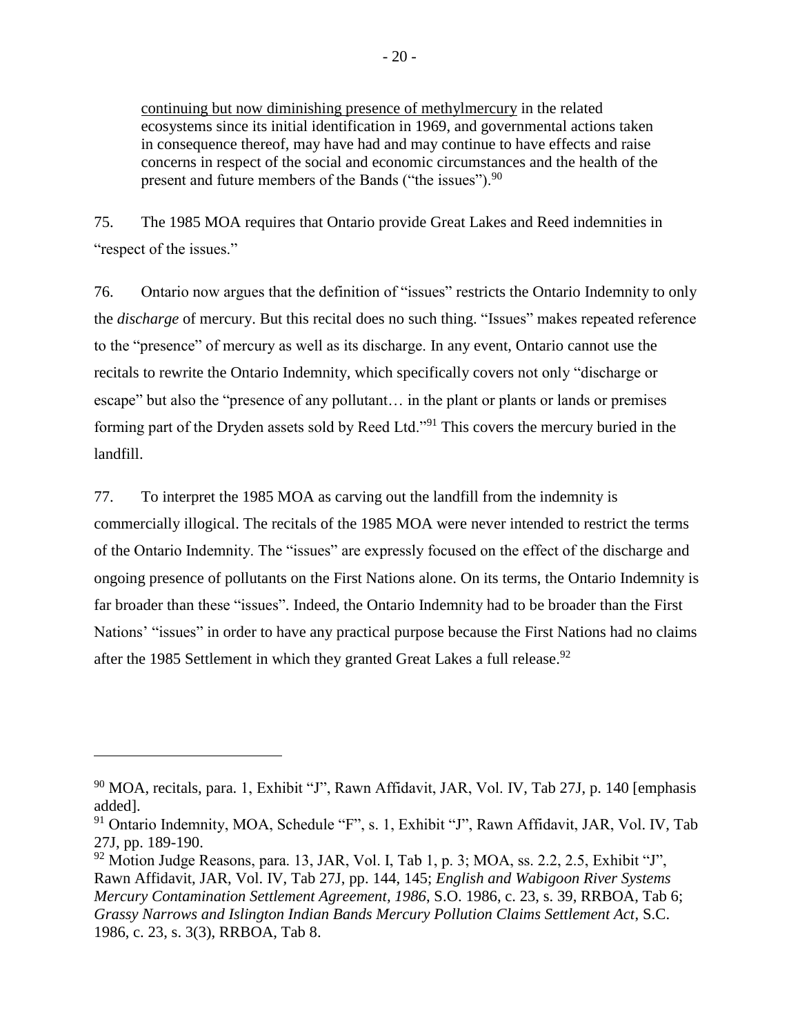> <u>continuing but now diminishing presence of methylmercury</u> in the related ecosystems since its initial identification in 1969, and governmental actions taken in consequence thereof, may have had and may continue to have effects and raise concerns in respect of the social and economic circumstances and the health of the present and future members of the Bands ("the issues").[90]

75. The 1985 MOA requires that Ontario provide Great Lakes and Reed indemnities in "respect of the issues."

76. Ontario now argues that the definition of "issues" restricts the Ontario Indemnity to only the *discharge* of mercury. But this recital does no such thing. "Issues" makes repeated reference to the "presence" of mercury as well as its discharge. In any event, Ontario cannot use the recitals to rewrite the Ontario Indemnity, which specifically covers not only "discharge or escape" but also the "presence of any pollutant… in the plant or plants or lands or premises forming part of the Dryden assets sold by Reed Ltd."[91] This covers the mercury buried in the landfill.

77. To interpret the 1985 MOA as carving out the landfill from the indemnity is commercially illogical. The recitals of the 1985 MOA were never intended to restrict the terms of the Ontario Indemnity. The "issues" are expressly focused on the effect of the discharge and ongoing presence of pollutants on the First Nations alone. On its terms, the Ontario Indemnity is far broader than these "issues". Indeed, the Ontario Indemnity had to be broader than the First Nations' "issues" in order to have any practical purpose because the First Nations had no claims after the 1985 Settlement in which they granted Great Lakes a full release.[92]

---

[90] MOA, recitals, para. 1, Exhibit "J", Rawn Affidavit, JAR, Vol. IV, Tab 27J, p. 140 [emphasis added].

[91] Ontario Indemnity, MOA, Schedule "F", s. 1, Exhibit "J", Rawn Affidavit, JAR, Vol. IV, Tab 27J, pp. 189-190.

[92] Motion Judge Reasons, para. 13, JAR, Vol. I, Tab 1, p. 3; MOA, ss. 2.2, 2.5, Exhibit "J", Rawn Affidavit, JAR, Vol. IV, Tab 27J, pp. 144, 145; *English and Wabigoon River Systems Mercury Contamination Settlement Agreement, 1986*, S.O. 1986, c. 23, s. 39, RRBOA, Tab 6; *Grassy Narrows and Islington Indian Bands Mercury Pollution Claims Settlement Act*, S.C. 1986, c. 23, s. 3(3), RRBOA, Tab 8.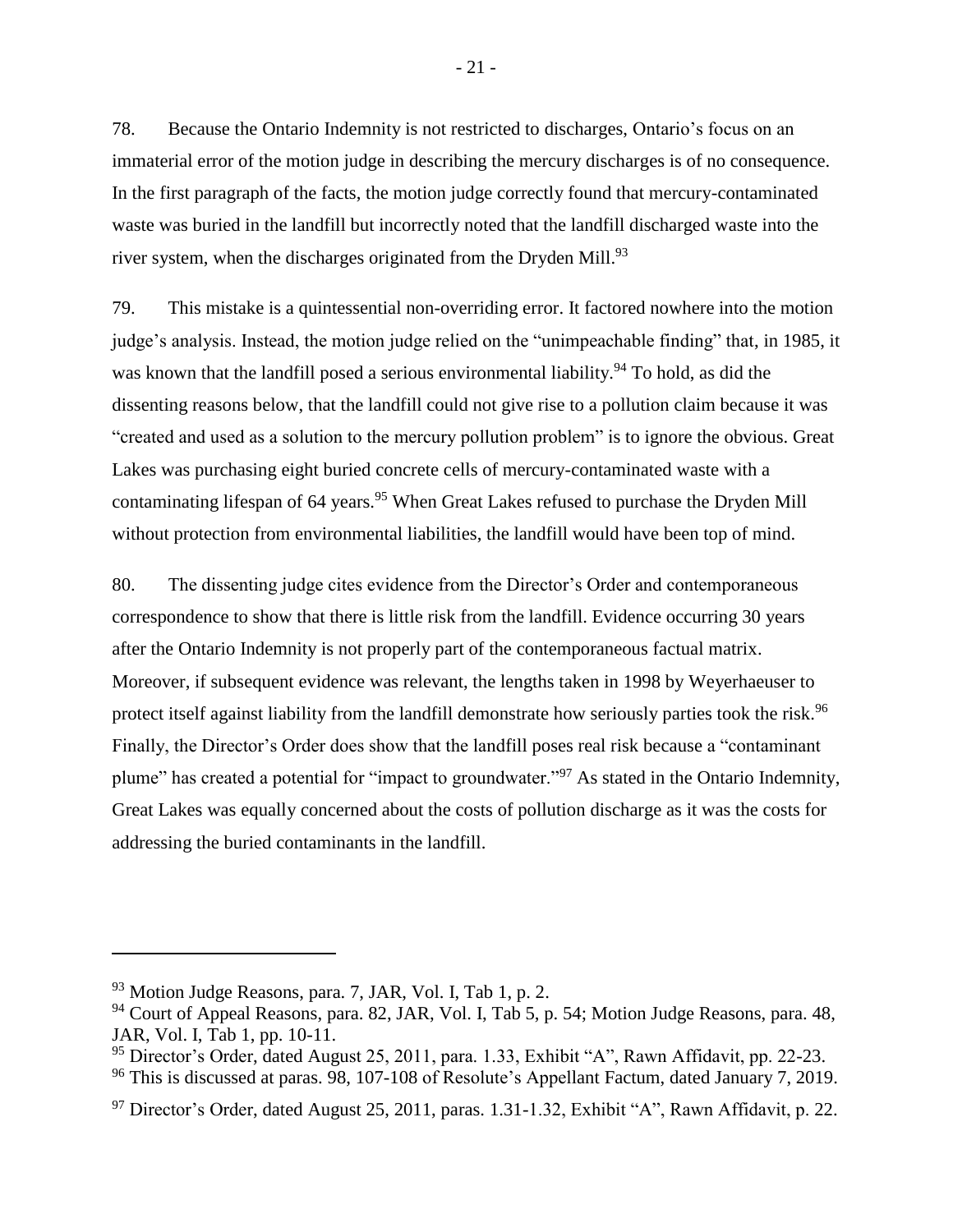78. Because the Ontario Indemnity is not restricted to discharges, Ontario's focus on an immaterial error of the motion judge in describing the mercury discharges is of no consequence. In the first paragraph of the facts, the motion judge correctly found that mercury-contaminated waste was buried in the landfill but incorrectly noted that the landfill discharged waste into the river system, when the discharges originated from the Dryden Mill.[93]

79. This mistake is a quintessential non-overriding error. It factored nowhere into the motion judge's analysis. Instead, the motion judge relied on the "unimpeachable finding" that, in 1985, it was known that the landfill posed a serious environmental liability.[94] To hold, as did the dissenting reasons below, that the landfill could not give rise to a pollution claim because it was "created and used as a solution to the mercury pollution problem" is to ignore the obvious. Great Lakes was purchasing eight buried concrete cells of mercury-contaminated waste with a contaminating lifespan of 64 years.[95] When Great Lakes refused to purchase the Dryden Mill without protection from environmental liabilities, the landfill would have been top of mind.

80. The dissenting judge cites evidence from the Director's Order and contemporaneous correspondence to show that there is little risk from the landfill. Evidence occurring 30 years after the Ontario Indemnity is not properly part of the contemporaneous factual matrix. Moreover, if subsequent evidence was relevant, the lengths taken in 1998 by Weyerhaeuser to protect itself against liability from the landfill demonstrate how seriously parties took the risk.[96] Finally, the Director's Order does show that the landfill poses real risk because a "contaminant plume" has created a potential for "impact to groundwater."[97] As stated in the Ontario Indemnity, Great Lakes was equally concerned about the costs of pollution discharge as it was the costs for addressing the buried contaminants in the landfill.

---

[93] Motion Judge Reasons, para. 7, JAR, Vol. I, Tab 1, p. 2.

[94] Court of Appeal Reasons, para. 82, JAR, Vol. I, Tab 5, p. 54; Motion Judge Reasons, para. 48, JAR, Vol. I, Tab 1, pp. 10-11.

[95] Director's Order, dated August 25, 2011, para. 1.33, Exhibit "A", Rawn Affidavit, pp. 22-23.

[96] This is discussed at paras. 98, 107-108 of Resolute's Appellant Factum, dated January 7, 2019.

[97] Director's Order, dated August 25, 2011, paras. 1.31-1.32, Exhibit "A", Rawn Affidavit, p. 22.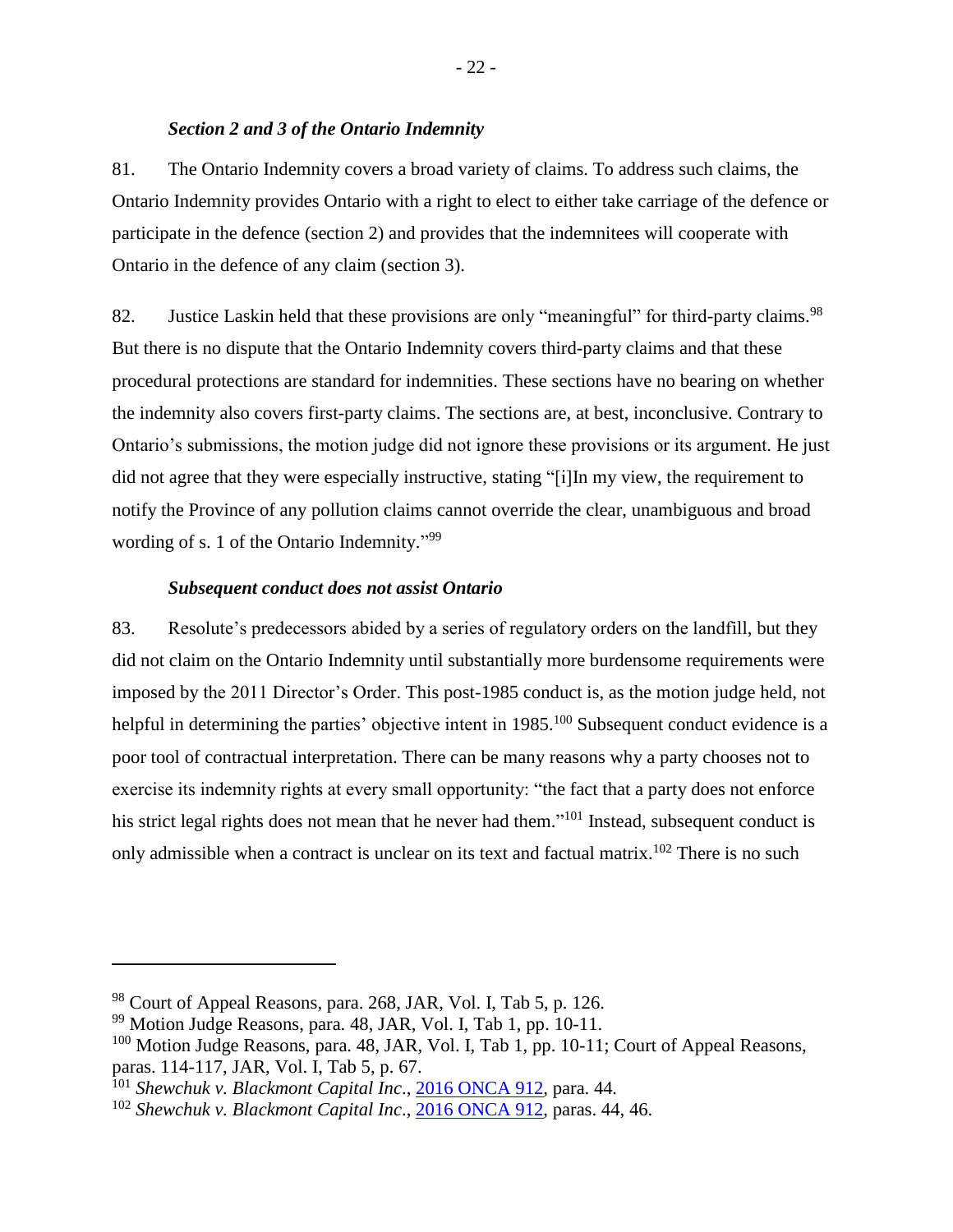### *Section 2 and 3 of the Ontario Indemnity*

81. The Ontario Indemnity covers a broad variety of claims. To address such claims, the Ontario Indemnity provides Ontario with a right to elect to either take carriage of the defence or participate in the defence (section 2) and provides that the indemnitees will cooperate with Ontario in the defence of any claim (section 3).

82. Justice Laskin held that these provisions are only "meaningful" for third-party claims.[98] But there is no dispute that the Ontario Indemnity covers third-party claims and that these procedural protections are standard for indemnities. These sections have no bearing on whether the indemnity also covers first-party claims. The sections are, at best, inconclusive. Contrary to Ontario's submissions, the motion judge did not ignore these provisions or its argument. He just did not agree that they were especially instructive, stating "[i]In my view, the requirement to notify the Province of any pollution claims cannot override the clear, unambiguous and broad wording of s. 1 of the Ontario Indemnity."[99]

### *Subsequent conduct does not assist Ontario*

83. Resolute's predecessors abided by a series of regulatory orders on the landfill, but they did not claim on the Ontario Indemnity until substantially more burdensome requirements were imposed by the 2011 Director's Order. This post-1985 conduct is, as the motion judge held, not helpful in determining the parties' objective intent in 1985.[100] Subsequent conduct evidence is a poor tool of contractual interpretation. There can be many reasons why a party chooses not to exercise its indemnity rights at every small opportunity: "the fact that a party does not enforce his strict legal rights does not mean that he never had them."[101] Instead, subsequent conduct is only admissible when a contract is unclear on its text and factual matrix.[102] There is no such

---

[98] Court of Appeal Reasons, para. 268, JAR, Vol. I, Tab 5, p. 126.

[99] Motion Judge Reasons, para. 48, JAR, Vol. I, Tab 1, pp. 10-11.

[100] Motion Judge Reasons, para. 48, JAR, Vol. I, Tab 1, pp. 10-11; Court of Appeal Reasons, paras. 114-117, JAR, Vol. I, Tab 5, p. 67.

[101] *Shewchuk v. Blackmont Capital Inc*., 2016 ONCA 912, para. 44.

[102] *Shewchuk v. Blackmont Capital Inc*., 2016 ONCA 912, paras. 44, 46.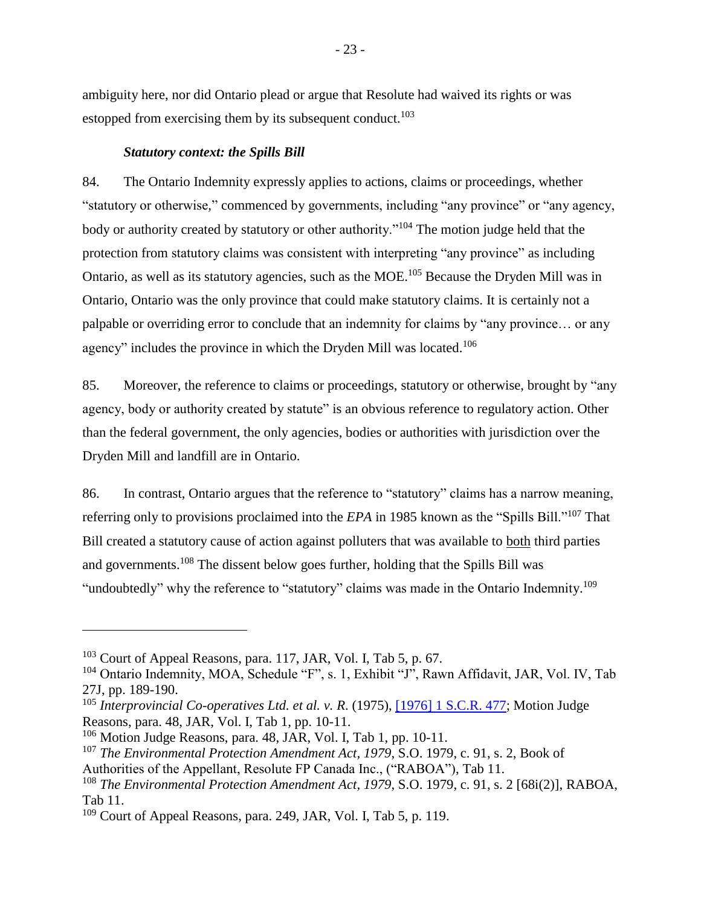ambiguity here, nor did Ontario plead or argue that Resolute had waived its rights or was estopped from exercising them by its subsequent conduct.[103]

***Statutory context: the Spills Bill***

84. The Ontario Indemnity expressly applies to actions, claims or proceedings, whether "statutory or otherwise," commenced by governments, including "any province" or "any agency, body or authority created by statutory or other authority."[104] The motion judge held that the protection from statutory claims was consistent with interpreting "any province" as including Ontario, as well as its statutory agencies, such as the MOE.[105] Because the Dryden Mill was in Ontario, Ontario was the only province that could make statutory claims. It is certainly not a palpable or overriding error to conclude that an indemnity for claims by "any province… or any agency" includes the province in which the Dryden Mill was located.[106]

85. Moreover, the reference to claims or proceedings, statutory or otherwise, brought by "any agency, body or authority created by statute" is an obvious reference to regulatory action. Other than the federal government, the only agencies, bodies or authorities with jurisdiction over the Dryden Mill and landfill are in Ontario.

86. In contrast, Ontario argues that the reference to "statutory" claims has a narrow meaning, referring only to provisions proclaimed into the *EPA* in 1985 known as the "Spills Bill."[107] That Bill created a statutory cause of action against polluters that was available to <u>both</u> third parties and governments.[108] The dissent below goes further, holding that the Spills Bill was "undoubtedly" why the reference to "statutory" claims was made in the Ontario Indemnity.[109]

---

[103] Court of Appeal Reasons, para. 117, JAR, Vol. I, Tab 5, p. 67.

[104] Ontario Indemnity, MOA, Schedule "F", s. 1, Exhibit "J", Rawn Affidavit, JAR, Vol. IV, Tab 27J, pp. 189-190.

[105] *Interprovincial Co-operatives Ltd. et al. v. R.* (1975), [[1976] 1 S.C.R. 477]; Motion Judge Reasons, para. 48, JAR, Vol. I, Tab 1, pp. 10-11.

[106] Motion Judge Reasons, para. 48, JAR, Vol. I, Tab 1, pp. 10-11.

[107] *The Environmental Protection Amendment Act, 1979*, S.O. 1979, c. 91, s. 2, Book of Authorities of the Appellant, Resolute FP Canada Inc., ("RABOA"), Tab 11.

[108] *The Environmental Protection Amendment Act, 1979*, S.O. 1979, c. 91, s. 2 [68i(2)], RABOA, Tab 11.

[109] Court of Appeal Reasons, para. 249, JAR, Vol. I, Tab 5, p. 119.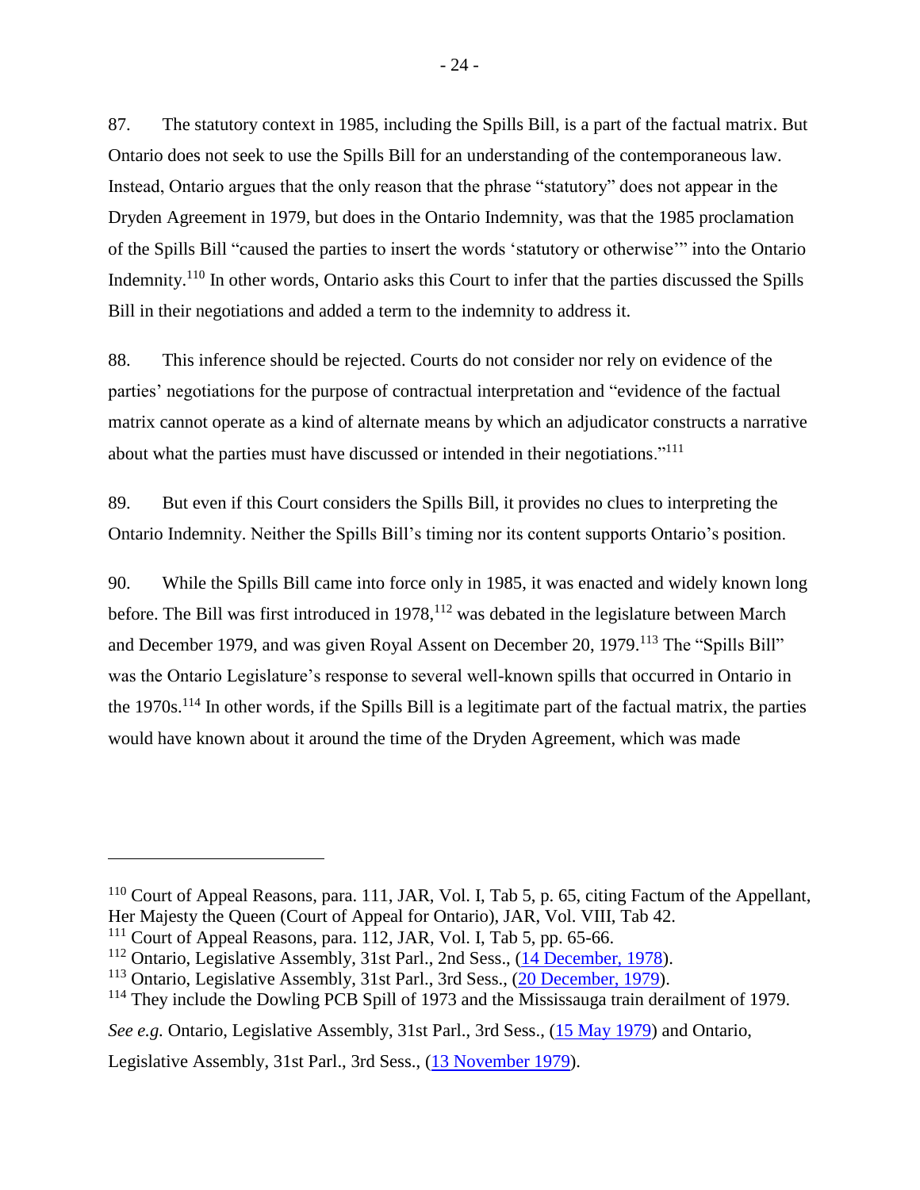87. The statutory context in 1985, including the Spills Bill, is a part of the factual matrix. But Ontario does not seek to use the Spills Bill for an understanding of the contemporaneous law. Instead, Ontario argues that the only reason that the phrase "statutory" does not appear in the Dryden Agreement in 1979, but does in the Ontario Indemnity, was that the 1985 proclamation of the Spills Bill "caused the parties to insert the words 'statutory or otherwise'" into the Ontario Indemnity.[110] In other words, Ontario asks this Court to infer that the parties discussed the Spills Bill in their negotiations and added a term to the indemnity to address it.

88. This inference should be rejected. Courts do not consider nor rely on evidence of the parties' negotiations for the purpose of contractual interpretation and "evidence of the factual matrix cannot operate as a kind of alternate means by which an adjudicator constructs a narrative about what the parties must have discussed or intended in their negotiations."[111]

89. But even if this Court considers the Spills Bill, it provides no clues to interpreting the Ontario Indemnity. Neither the Spills Bill's timing nor its content supports Ontario's position.

90. While the Spills Bill came into force only in 1985, it was enacted and widely known long before. The Bill was first introduced in 1978,[112] was debated in the legislature between March and December 1979, and was given Royal Assent on December 20, 1979.[113] The "Spills Bill" was the Ontario Legislature's response to several well-known spills that occurred in Ontario in the 1970s.[114] In other words, if the Spills Bill is a legitimate part of the factual matrix, the parties would have known about it around the time of the Dryden Agreement, which was made

---

[110] Court of Appeal Reasons, para. 111, JAR, Vol. I, Tab 5, p. 65, citing Factum of the Appellant, Her Majesty the Queen (Court of Appeal for Ontario), JAR, Vol. VIII, Tab 42.

[111] Court of Appeal Reasons, para. 112, JAR, Vol. I, Tab 5, pp. 65-66.

[112] Ontario, Legislative Assembly, 31st Parl., 2nd Sess., (14 December, 1978).

[113] Ontario, Legislative Assembly, 31st Parl., 3rd Sess., (20 December, 1979).

[114] They include the Dowling PCB Spill of 1973 and the Mississauga train derailment of 1979. *See e.g.* Ontario, Legislative Assembly, 31st Parl., 3rd Sess., (15 May 1979) and Ontario, Legislative Assembly, 31st Parl., 3rd Sess., (13 November 1979).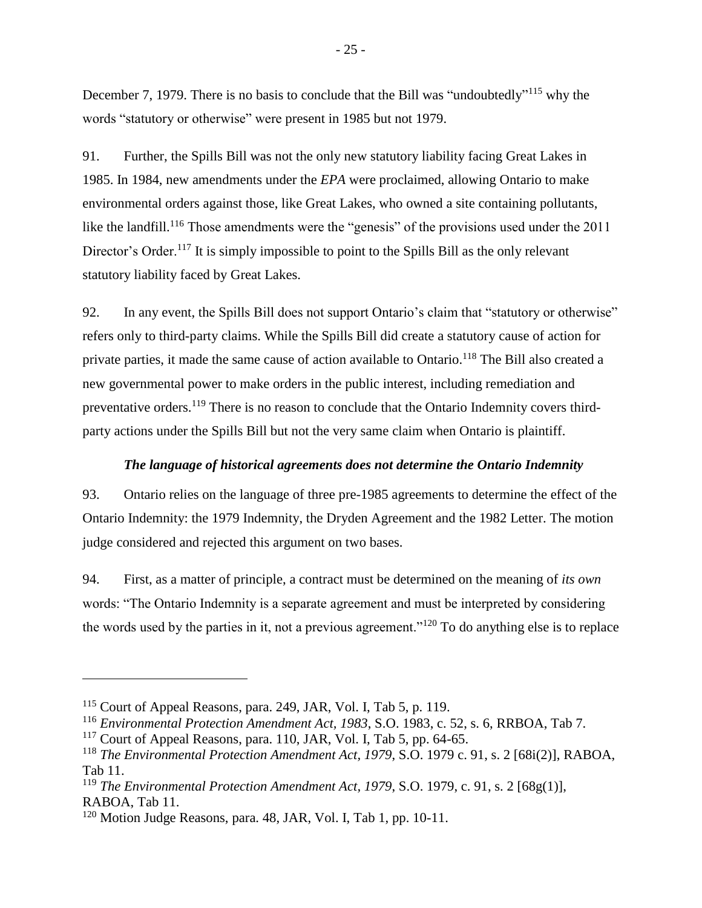December 7, 1979. There is no basis to conclude that the Bill was "undoubtedly"[115] why the words "statutory or otherwise" were present in 1985 but not 1979.

91. Further, the Spills Bill was not the only new statutory liability facing Great Lakes in 1985. In 1984, new amendments under the *EPA* were proclaimed, allowing Ontario to make environmental orders against those, like Great Lakes, who owned a site containing pollutants, like the landfill.[116] Those amendments were the "genesis" of the provisions used under the 2011 Director's Order.[117] It is simply impossible to point to the Spills Bill as the only relevant statutory liability faced by Great Lakes.

92. In any event, the Spills Bill does not support Ontario's claim that "statutory or otherwise" refers only to third-party claims. While the Spills Bill did create a statutory cause of action for private parties, it made the same cause of action available to Ontario.[118] The Bill also created a new governmental power to make orders in the public interest, including remediation and preventative orders.[119] There is no reason to conclude that the Ontario Indemnity covers third-party actions under the Spills Bill but not the very same claim when Ontario is plaintiff.

### *The language of historical agreements does not determine the Ontario Indemnity*

93. Ontario relies on the language of three pre-1985 agreements to determine the effect of the Ontario Indemnity: the 1979 Indemnity, the Dryden Agreement and the 1982 Letter. The motion judge considered and rejected this argument on two bases.

94. First, as a matter of principle, a contract must be determined on the meaning of *its own* words: "The Ontario Indemnity is a separate agreement and must be interpreted by considering the words used by the parties in it, not a previous agreement."[120] To do anything else is to replace

---

[115] Court of Appeal Reasons, para. 249, JAR, Vol. I, Tab 5, p. 119.

[116] *Environmental Protection Amendment Act, 1983*, S.O. 1983, c. 52, s. 6, RRBOA, Tab 7.

[117] Court of Appeal Reasons, para. 110, JAR, Vol. I, Tab 5, pp. 64-65.

[118] *The Environmental Protection Amendment Act, 1979*, S.O. 1979 c. 91, s. 2 [68i(2)], RABOA, Tab 11.

[119] *The Environmental Protection Amendment Act, 1979*, S.O. 1979, c. 91, s. 2 [68g(1)], RABOA, Tab 11.

[120] Motion Judge Reasons, para. 48, JAR, Vol. I, Tab 1, pp. 10-11.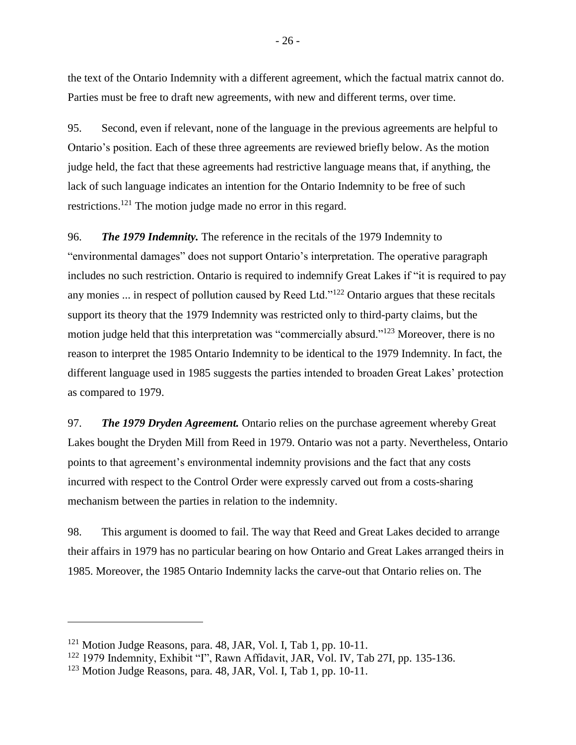the text of the Ontario Indemnity with a different agreement, which the factual matrix cannot do. Parties must be free to draft new agreements, with new and different terms, over time.

95. Second, even if relevant, none of the language in the previous agreements are helpful to Ontario's position. Each of these three agreements are reviewed briefly below. As the motion judge held, the fact that these agreements had restrictive language means that, if anything, the lack of such language indicates an intention for the Ontario Indemnity to be free of such restrictions.[121] The motion judge made no error in this regard.

96. ***The 1979 Indemnity.*** The reference in the recitals of the 1979 Indemnity to "environmental damages" does not support Ontario's interpretation. The operative paragraph includes no such restriction. Ontario is required to indemnify Great Lakes if "it is required to pay any monies ... in respect of pollution caused by Reed Ltd."[122] Ontario argues that these recitals support its theory that the 1979 Indemnity was restricted only to third-party claims, but the motion judge held that this interpretation was "commercially absurd."[123] Moreover, there is no reason to interpret the 1985 Ontario Indemnity to be identical to the 1979 Indemnity. In fact, the different language used in 1985 suggests the parties intended to broaden Great Lakes' protection as compared to 1979.

97. ***The 1979 Dryden Agreement.*** Ontario relies on the purchase agreement whereby Great Lakes bought the Dryden Mill from Reed in 1979. Ontario was not a party. Nevertheless, Ontario points to that agreement's environmental indemnity provisions and the fact that any costs incurred with respect to the Control Order were expressly carved out from a costs-sharing mechanism between the parties in relation to the indemnity.

98. This argument is doomed to fail. The way that Reed and Great Lakes decided to arrange their affairs in 1979 has no particular bearing on how Ontario and Great Lakes arranged theirs in 1985. Moreover, the 1985 Ontario Indemnity lacks the carve-out that Ontario relies on. The

---

[121] Motion Judge Reasons, para. 48, JAR, Vol. I, Tab 1, pp. 10-11.

[122] 1979 Indemnity, Exhibit "I", Rawn Affidavit, JAR, Vol. IV, Tab 27I, pp. 135-136.

[123] Motion Judge Reasons, para. 48, JAR, Vol. I, Tab 1, pp. 10-11.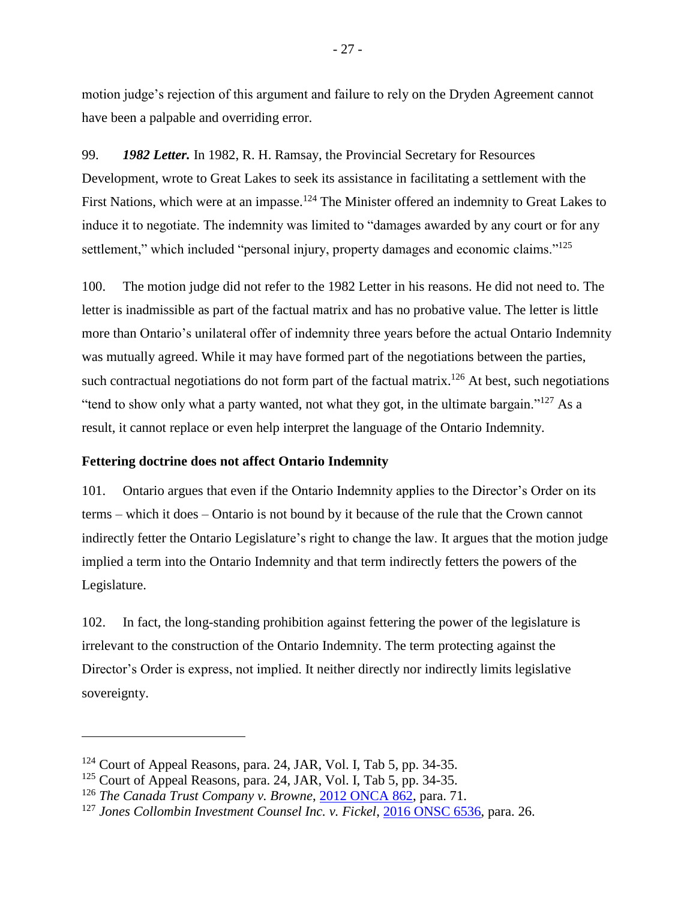motion judge's rejection of this argument and failure to rely on the Dryden Agreement cannot have been a palpable and overriding error.

99. ***1982 Letter.*** In 1982, R. H. Ramsay, the Provincial Secretary for Resources Development, wrote to Great Lakes to seek its assistance in facilitating a settlement with the First Nations, which were at an impasse.[124] The Minister offered an indemnity to Great Lakes to induce it to negotiate. The indemnity was limited to "damages awarded by any court or for any settlement," which included "personal injury, property damages and economic claims."[125]

100. The motion judge did not refer to the 1982 Letter in his reasons. He did not need to. The letter is inadmissible as part of the factual matrix and has no probative value. The letter is little more than Ontario's unilateral offer of indemnity three years before the actual Ontario Indemnity was mutually agreed. While it may have formed part of the negotiations between the parties, such contractual negotiations do not form part of the factual matrix.[126] At best, such negotiations "tend to show only what a party wanted, not what they got, in the ultimate bargain."[127] As a result, it cannot replace or even help interpret the language of the Ontario Indemnity.

### Fettering doctrine does not affect Ontario Indemnity

101. Ontario argues that even if the Ontario Indemnity applies to the Director's Order on its terms – which it does – Ontario is not bound by it because of the rule that the Crown cannot indirectly fetter the Ontario Legislature's right to change the law. It argues that the motion judge implied a term into the Ontario Indemnity and that term indirectly fetters the powers of the Legislature.

102. In fact, the long-standing prohibition against fettering the power of the legislature is irrelevant to the construction of the Ontario Indemnity. The term protecting against the Director's Order is express, not implied. It neither directly nor indirectly limits legislative sovereignty.

---

[124] Court of Appeal Reasons, para. 24, JAR, Vol. I, Tab 5, pp. 34-35.

[125] Court of Appeal Reasons, para. 24, JAR, Vol. I, Tab 5, pp. 34-35.

[126] *The Canada Trust Company v. Browne*, 2012 ONCA 862, para. 71.

[127] *Jones Collombin Investment Counsel Inc. v. Fickel*, 2016 ONSC 6536, para. 26.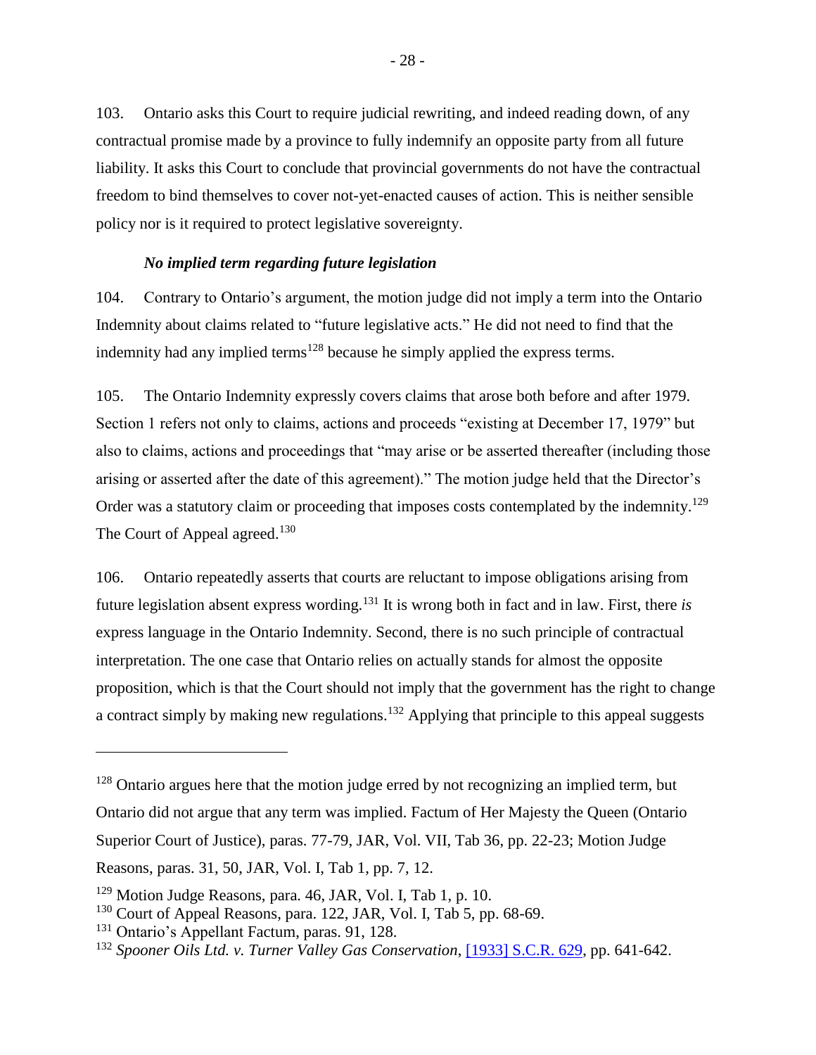103. Ontario asks this Court to require judicial rewriting, and indeed reading down, of any contractual promise made by a province to fully indemnify an opposite party from all future liability. It asks this Court to conclude that provincial governments do not have the contractual freedom to bind themselves to cover not-yet-enacted causes of action. This is neither sensible policy nor is it required to protect legislative sovereignty.

### *No implied term regarding future legislation*

104. Contrary to Ontario's argument, the motion judge did not imply a term into the Ontario Indemnity about claims related to "future legislative acts." He did not need to find that the indemnity had any implied terms[128] because he simply applied the express terms.

105. The Ontario Indemnity expressly covers claims that arose both before and after 1979. Section 1 refers not only to claims, actions and proceeds "existing at December 17, 1979" but also to claims, actions and proceedings that "may arise or be asserted thereafter (including those arising or asserted after the date of this agreement)." The motion judge held that the Director's Order was a statutory claim or proceeding that imposes costs contemplated by the indemnity.[129] The Court of Appeal agreed.[130]

106. Ontario repeatedly asserts that courts are reluctant to impose obligations arising from future legislation absent express wording.[131] It is wrong both in fact and in law. First, there *is* express language in the Ontario Indemnity. Second, there is no such principle of contractual interpretation. The one case that Ontario relies on actually stands for almost the opposite proposition, which is that the Court should not imply that the government has the right to change a contract simply by making new regulations.[132] Applying that principle to this appeal suggests

---

[128] Ontario argues here that the motion judge erred by not recognizing an implied term, but Ontario did not argue that any term was implied. Factum of Her Majesty the Queen (Ontario Superior Court of Justice), paras. 77-79, JAR, Vol. VII, Tab 36, pp. 22-23; Motion Judge Reasons, paras. 31, 50, JAR, Vol. I, Tab 1, pp. 7, 12.

[129] Motion Judge Reasons, para. 46, JAR, Vol. I, Tab 1, p. 10.

[130] Court of Appeal Reasons, para. 122, JAR, Vol. I, Tab 5, pp. 68-69.

[131] Ontario's Appellant Factum, paras. 91, 128.

[132] *Spooner Oils Ltd. v. Turner Valley Gas Conservation*, [1933] S.C.R. 629, pp. 641-642.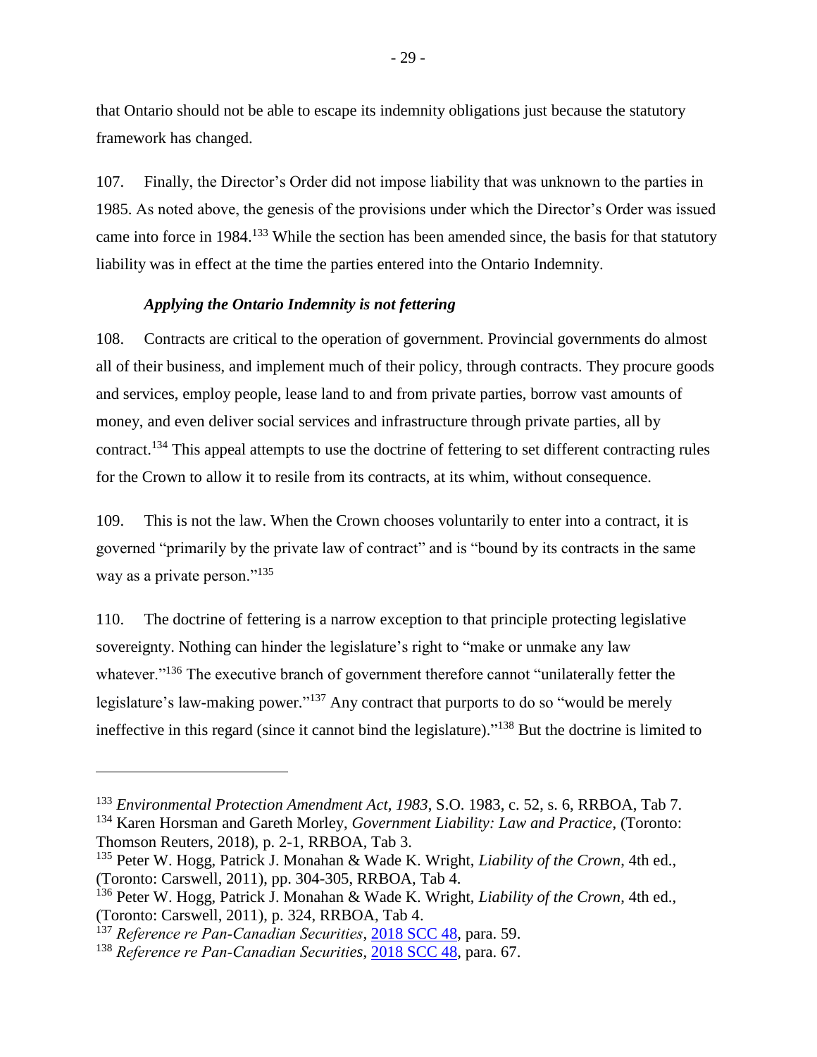that Ontario should not be able to escape its indemnity obligations just because the statutory framework has changed.

107. Finally, the Director's Order did not impose liability that was unknown to the parties in 1985. As noted above, the genesis of the provisions under which the Director's Order was issued came into force in 1984.[133] While the section has been amended since, the basis for that statutory liability was in effect at the time the parties entered into the Ontario Indemnity.

### *Applying the Ontario Indemnity is not fettering*

108. Contracts are critical to the operation of government. Provincial governments do almost all of their business, and implement much of their policy, through contracts. They procure goods and services, employ people, lease land to and from private parties, borrow vast amounts of money, and even deliver social services and infrastructure through private parties, all by contract.[134] This appeal attempts to use the doctrine of fettering to set different contracting rules for the Crown to allow it to resile from its contracts, at its whim, without consequence.

109. This is not the law. When the Crown chooses voluntarily to enter into a contract, it is governed "primarily by the private law of contract" and is "bound by its contracts in the same way as a private person."[135]

110. The doctrine of fettering is a narrow exception to that principle protecting legislative sovereignty. Nothing can hinder the legislature's right to "make or unmake any law whatever."[136] The executive branch of government therefore cannot "unilaterally fetter the legislature's law-making power."[137] Any contract that purports to do so "would be merely ineffective in this regard (since it cannot bind the legislature)."[138] But the doctrine is limited to

---

[133] *Environmental Protection Amendment Act, 1983*, S.O. 1983, c. 52, s. 6, RRBOA, Tab 7.

[134] Karen Horsman and Gareth Morley, *Government Liability: Law and Practice*, (Toronto: Thomson Reuters, 2018), p. 2-1, RRBOA, Tab 3.

[135] Peter W. Hogg, Patrick J. Monahan & Wade K. Wright, *Liability of the Crown*, 4th ed., (Toronto: Carswell, 2011), pp. 304-305, RRBOA, Tab 4.

[136] Peter W. Hogg, Patrick J. Monahan & Wade K. Wright, *Liability of the Crown*, 4th ed., (Toronto: Carswell, 2011), p. 324, RRBOA, Tab 4.

[137] *Reference re Pan-Canadian Securities*, 2018 SCC 48, para. 59.

[138] *Reference re Pan-Canadian Securities*, 2018 SCC 48, para. 67.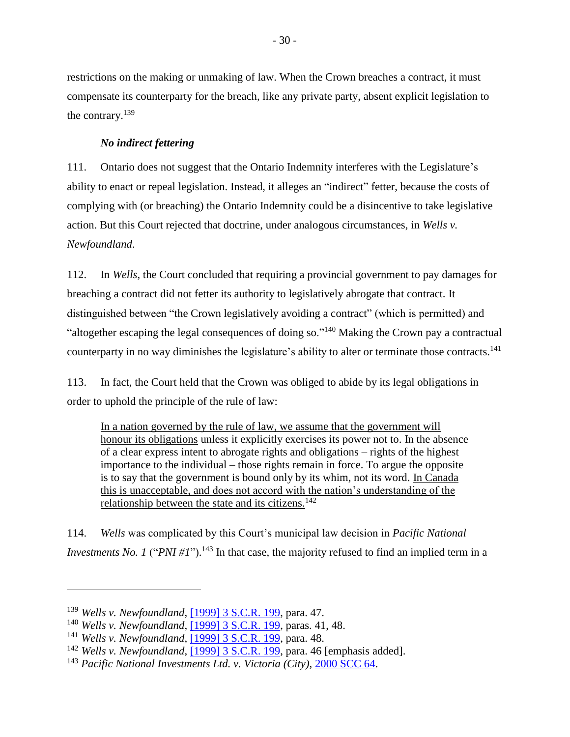restrictions on the making or unmaking of law. When the Crown breaches a contract, it must compensate its counterparty for the breach, like any private party, absent explicit legislation to the contrary.[139]

### *No indirect fettering*

111. Ontario does not suggest that the Ontario Indemnity interferes with the Legislature's ability to enact or repeal legislation. Instead, it alleges an "indirect" fetter, because the costs of complying with (or breaching) the Ontario Indemnity could be a disincentive to take legislative action. But this Court rejected that doctrine, under analogous circumstances, in *Wells v. Newfoundland*.

112. In *Wells*, the Court concluded that requiring a provincial government to pay damages for breaching a contract did not fetter its authority to legislatively abrogate that contract. It distinguished between "the Crown legislatively avoiding a contract" (which is permitted) and "altogether escaping the legal consequences of doing so."[140] Making the Crown pay a contractual counterparty in no way diminishes the legislature's ability to alter or terminate those contracts.[141]

113. In fact, the Court held that the Crown was obliged to abide by its legal obligations in order to uphold the principle of the rule of law:

> <u>In a nation governed by the rule of law, we assume that the government will honour its obligations</u> unless it explicitly exercises its power not to. In the absence of a clear express intent to abrogate rights and obligations – rights of the highest importance to the individual – those rights remain in force. To argue the opposite is to say that the government is bound only by its whim, not its word. <u>In Canada this is unacceptable, and does not accord with the nation's understanding of the relationship between the state and its citizens.</u>[142]

114. *Wells* was complicated by this Court's municipal law decision in *Pacific National Investments No. 1* ("*PNI #1*").[143] In that case, the majority refused to find an implied term in a

---

[139] *Wells v. Newfoundland*, [1999] 3 S.C.R. 199, para. 47.

[140] *Wells v. Newfoundland*, [1999] 3 S.C.R. 199, paras. 41, 48.

[141] *Wells v. Newfoundland*, [1999] 3 S.C.R. 199, para. 48.

[142] *Wells v. Newfoundland*, [1999] 3 S.C.R. 199, para. 46 [emphasis added].

[143] *Pacific National Investments Ltd. v. Victoria (City)*, 2000 SCC 64.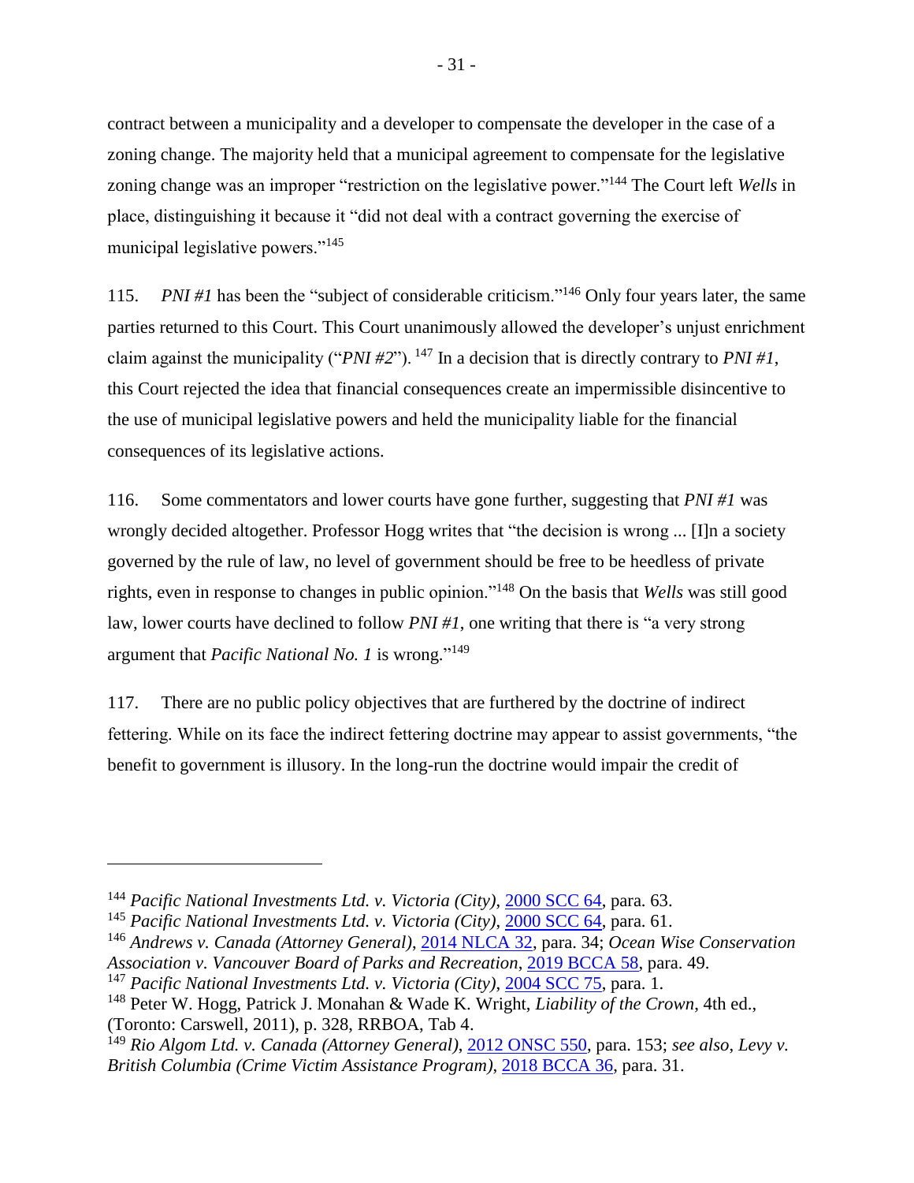contract between a municipality and a developer to compensate the developer in the case of a zoning change. The majority held that a municipal agreement to compensate for the legislative zoning change was an improper "restriction on the legislative power."[144] The Court left *Wells* in place, distinguishing it because it "did not deal with a contract governing the exercise of municipal legislative powers."[145]

115. *PNI #1* has been the "subject of considerable criticism."[146] Only four years later, the same parties returned to this Court. This Court unanimously allowed the developer's unjust enrichment claim against the municipality ("*PNI #2*"). [147] In a decision that is directly contrary to *PNI #1*, this Court rejected the idea that financial consequences create an impermissible disincentive to the use of municipal legislative powers and held the municipality liable for the financial consequences of its legislative actions.

116. Some commentators and lower courts have gone further, suggesting that *PNI #1* was wrongly decided altogether. Professor Hogg writes that "the decision is wrong ... [I]n a society governed by the rule of law, no level of government should be free to be heedless of private rights, even in response to changes in public opinion."[148] On the basis that *Wells* was still good law, lower courts have declined to follow *PNI #1*, one writing that there is "a very strong argument that *Pacific National No. 1* is wrong."[149]

117. There are no public policy objectives that are furthered by the doctrine of indirect fettering. While on its face the indirect fettering doctrine may appear to assist governments, "the benefit to government is illusory. In the long-run the doctrine would impair the credit of

---

[144] *Pacific National Investments Ltd. v. Victoria (City)*, 2000 SCC 64, para. 63.

[145] *Pacific National Investments Ltd. v. Victoria (City)*, 2000 SCC 64, para. 61.

[146] *Andrews v. Canada (Attorney General)*, 2014 NLCA 32, para. 34; *Ocean Wise Conservation Association v. Vancouver Board of Parks and Recreation*, 2019 BCCA 58, para. 49.

[147] *Pacific National Investments Ltd. v. Victoria (City)*, 2004 SCC 75, para. 1.

[148] Peter W. Hogg, Patrick J. Monahan & Wade K. Wright, *Liability of the Crown*, 4th ed., (Toronto: Carswell, 2011), p. 328, RRBOA, Tab 4.

[149] *Rio Algom Ltd. v. Canada (Attorney General)*, 2012 ONSC 550, para. 153; *see also*, *Levy v. British Columbia (Crime Victim Assistance Program)*, 2018 BCCA 36, para. 31.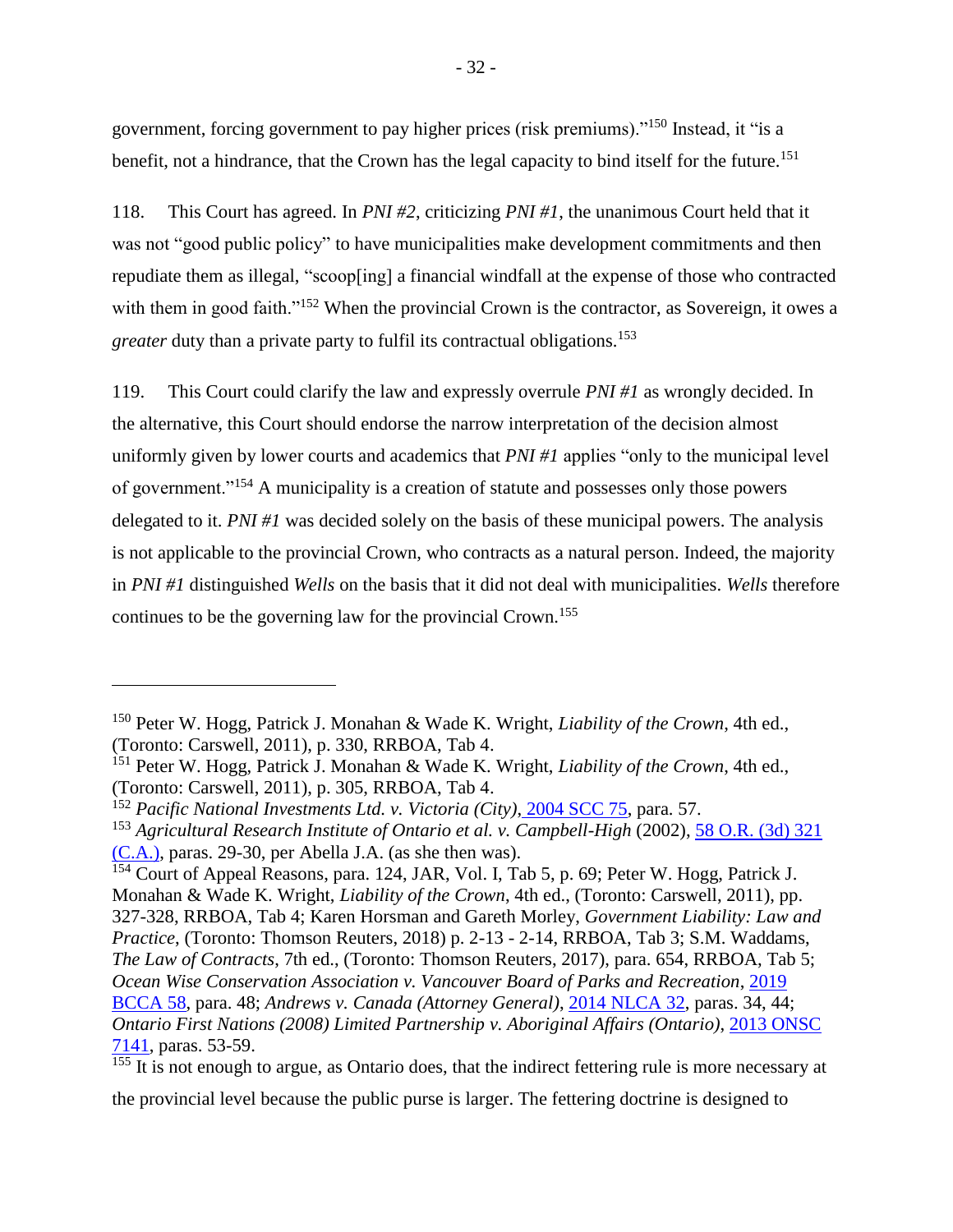government, forcing government to pay higher prices (risk premiums)."[150] Instead, it "is a benefit, not a hindrance, that the Crown has the legal capacity to bind itself for the future.[151]

118. This Court has agreed. In *PNI #2*, criticizing *PNI #1*, the unanimous Court held that it was not "good public policy" to have municipalities make development commitments and then repudiate them as illegal, "scoop[ing] a financial windfall at the expense of those who contracted with them in good faith."[152] When the provincial Crown is the contractor, as Sovereign, it owes a *greater* duty than a private party to fulfil its contractual obligations.[153]

119. This Court could clarify the law and expressly overrule *PNI #1* as wrongly decided. In the alternative, this Court should endorse the narrow interpretation of the decision almost uniformly given by lower courts and academics that *PNI #1* applies "only to the municipal level of government."[154] A municipality is a creation of statute and possesses only those powers delegated to it. *PNI #1* was decided solely on the basis of these municipal powers. The analysis is not applicable to the provincial Crown, who contracts as a natural person. Indeed, the majority in *PNI #1* distinguished *Wells* on the basis that it did not deal with municipalities. *Wells* therefore continues to be the governing law for the provincial Crown.[155]

---

[150] Peter W. Hogg, Patrick J. Monahan & Wade K. Wright, *Liability of the Crown*, 4th ed., (Toronto: Carswell, 2011), p. 330, RRBOA, Tab 4.

[151] Peter W. Hogg, Patrick J. Monahan & Wade K. Wright, *Liability of the Crown*, 4th ed., (Toronto: Carswell, 2011), p. 305, RRBOA, Tab 4.

[152] *Pacific National Investments Ltd. v. Victoria (City)*, 2004 SCC 75, para. 57.

[153] *Agricultural Research Institute of Ontario et al. v. Campbell-High* (2002), 58 O.R. (3d) 321 (C.A.), paras. 29-30, per Abella J.A. (as she then was).

[154] Court of Appeal Reasons, para. 124, JAR, Vol. I, Tab 5, p. 69; Peter W. Hogg, Patrick J. Monahan & Wade K. Wright, *Liability of the Crown*, 4th ed., (Toronto: Carswell, 2011), pp. 327-328, RRBOA, Tab 4; Karen Horsman and Gareth Morley, *Government Liability: Law and Practice*, (Toronto: Thomson Reuters, 2018) p. 2-13 - 2-14, RRBOA, Tab 3; S.M. Waddams, *The Law of Contracts*, 7th ed., (Toronto: Thomson Reuters, 2017), para. 654, RRBOA, Tab 5; *Ocean Wise Conservation Association v. Vancouver Board of Parks and Recreation*, 2019 BCCA 58, para. 48; *Andrews v. Canada (Attorney General)*, 2014 NLCA 32, paras. 34, 44; *Ontario First Nations (2008) Limited Partnership v. Aboriginal Affairs (Ontario)*, 2013 ONSC 7141, paras. 53-59.

[155] It is not enough to argue, as Ontario does, that the indirect fettering rule is more necessary at the provincial level because the public purse is larger. The fettering doctrine is designed to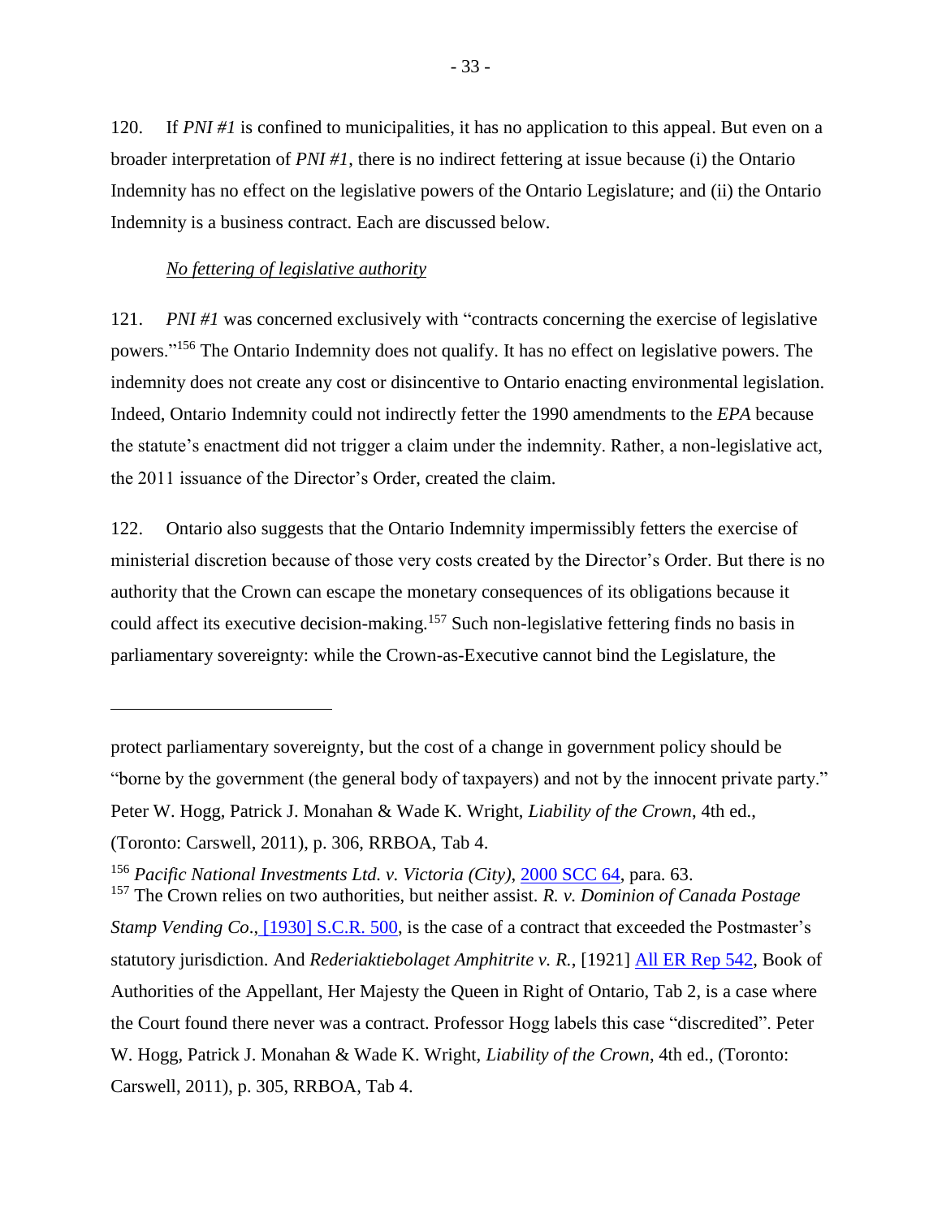120. If *PNI #1* is confined to municipalities, it has no application to this appeal. But even on a broader interpretation of *PNI #1*, there is no indirect fettering at issue because (i) the Ontario Indemnity has no effect on the legislative powers of the Ontario Legislature; and (ii) the Ontario Indemnity is a business contract. Each are discussed below.

*No fettering of legislative authority*

121. *PNI #1* was concerned exclusively with "contracts concerning the exercise of legislative powers."[156] The Ontario Indemnity does not qualify. It has no effect on legislative powers. The indemnity does not create any cost or disincentive to Ontario enacting environmental legislation. Indeed, Ontario Indemnity could not indirectly fetter the 1990 amendments to the *EPA* because the statute's enactment did not trigger a claim under the indemnity. Rather, a non-legislative act, the 2011 issuance of the Director's Order, created the claim.

122. Ontario also suggests that the Ontario Indemnity impermissibly fetters the exercise of ministerial discretion because of those very costs created by the Director's Order. But there is no authority that the Crown can escape the monetary consequences of its obligations because it could affect its executive decision-making.[157] Such non-legislative fettering finds no basis in parliamentary sovereignty: while the Crown-as-Executive cannot bind the Legislature, the

---

protect parliamentary sovereignty, but the cost of a change in government policy should be "borne by the government (the general body of taxpayers) and not by the innocent private party." Peter W. Hogg, Patrick J. Monahan & Wade K. Wright, *Liability of the Crown*, 4th ed., (Toronto: Carswell, 2011), p. 306, RRBOA, Tab 4.

[156] *Pacific National Investments Ltd. v. Victoria (City)*, 2000 SCC 64, para. 63.

[157] The Crown relies on two authorities, but neither assist. *R. v. Dominion of Canada Postage Stamp Vending Co*., [1930] S.C.R. 500, is the case of a contract that exceeded the Postmaster's statutory jurisdiction. And *Rederiaktiebolaget Amphitrite v. R.*, [1921] All ER Rep 542, Book of Authorities of the Appellant, Her Majesty the Queen in Right of Ontario, Tab 2, is a case where the Court found there never was a contract. Professor Hogg labels this case "discredited". Peter W. Hogg, Patrick J. Monahan & Wade K. Wright, *Liability of the Crown*, 4th ed., (Toronto: Carswell, 2011), p. 305, RRBOA, Tab 4.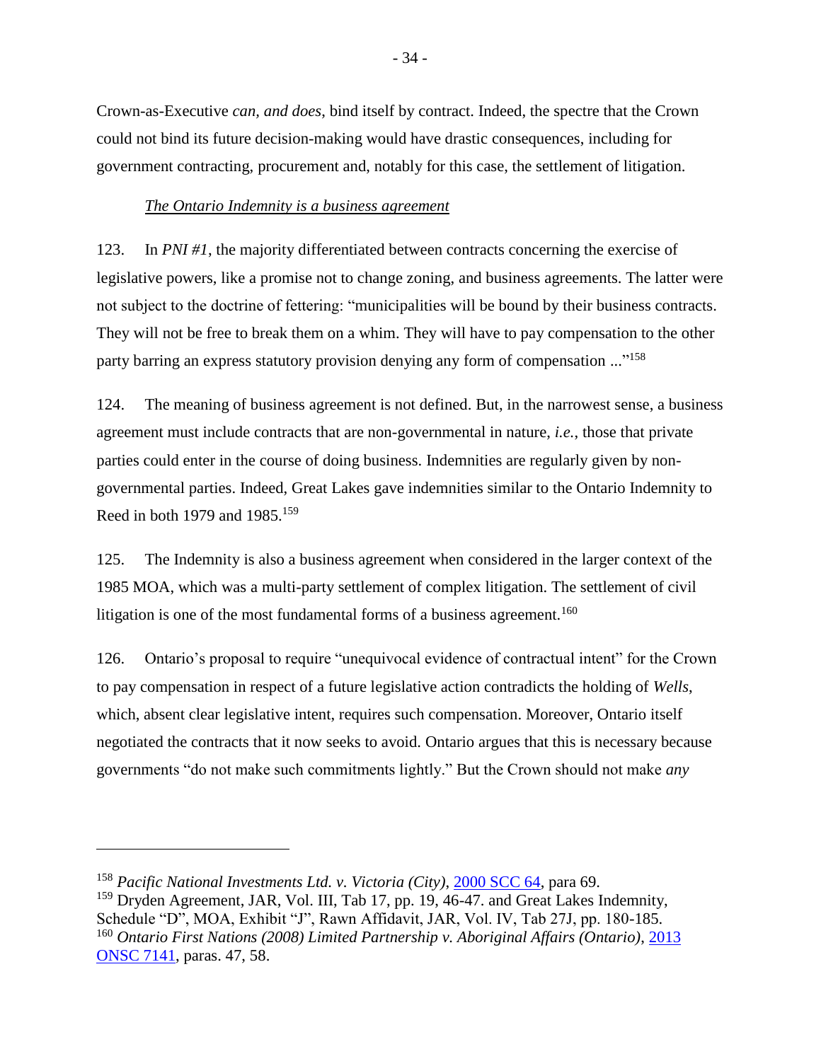Crown-as-Executive *can, and does*, bind itself by contract. Indeed, the spectre that the Crown could not bind its future decision-making would have drastic consequences, including for government contracting, procurement and, notably for this case, the settlement of litigation.

*<u>The Ontario Indemnity is a business agreement</u>*

123. In *PNI #1*, the majority differentiated between contracts concerning the exercise of legislative powers, like a promise not to change zoning, and business agreements. The latter were not subject to the doctrine of fettering: "municipalities will be bound by their business contracts. They will not be free to break them on a whim. They will have to pay compensation to the other party barring an express statutory provision denying any form of compensation ..."[158]

124. The meaning of business agreement is not defined. But, in the narrowest sense, a business agreement must include contracts that are non-governmental in nature, *i.e.*, those that private parties could enter in the course of doing business. Indemnities are regularly given by non-governmental parties. Indeed, Great Lakes gave indemnities similar to the Ontario Indemnity to Reed in both 1979 and 1985.[159]

125. The Indemnity is also a business agreement when considered in the larger context of the 1985 MOA, which was a multi-party settlement of complex litigation. The settlement of civil litigation is one of the most fundamental forms of a business agreement.[160]

126. Ontario's proposal to require "unequivocal evidence of contractual intent" for the Crown to pay compensation in respect of a future legislative action contradicts the holding of *Wells*, which, absent clear legislative intent, requires such compensation. Moreover, Ontario itself negotiated the contracts that it now seeks to avoid. Ontario argues that this is necessary because governments "do not make such commitments lightly." But the Crown should not make *any*

---

[158] *Pacific National Investments Ltd. v. Victoria (City)*, 2000 SCC 64, para 69.

[159] Dryden Agreement, JAR, Vol. III, Tab 17, pp. 19, 46-47. and Great Lakes Indemnity, Schedule "D", MOA, Exhibit "J", Rawn Affidavit, JAR, Vol. IV, Tab 27J, pp. 180-185.

[160] *Ontario First Nations (2008) Limited Partnership v. Aboriginal Affairs (Ontario)*, 2013 ONSC 7141, paras. 47, 58.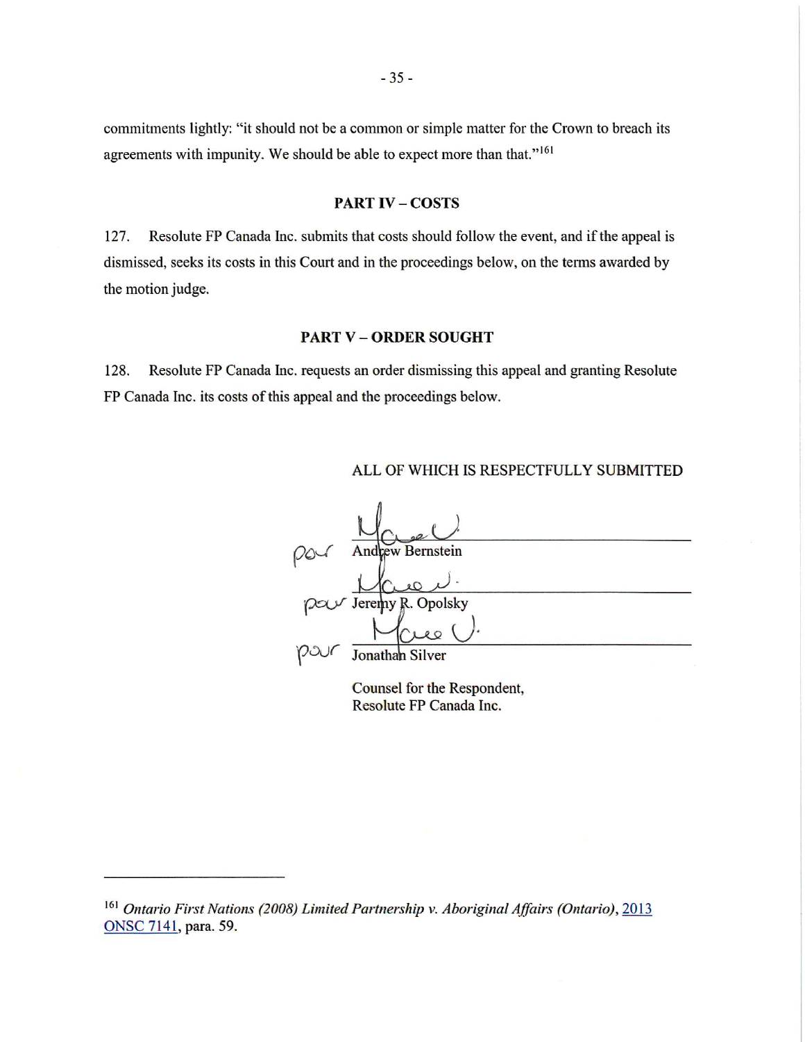commitments lightly: "it should not be a common or simple matter for the Crown to breach its agreements with impunity. We should be able to expect more than that."[161]

## PART IV – COSTS

127. Resolute FP Canada Inc. submits that costs should follow the event, and if the appeal is dismissed, seeks its costs in this Court and in the proceedings below, on the terms awarded by the motion judge.

## PART V – ORDER SOUGHT

128. Resolute FP Canada Inc. requests an order dismissing this appeal and granting Resolute FP Canada Inc. its costs of this appeal and the proceedings below.

ALL OF WHICH IS RESPECTFULLY SUBMITTED

pour Andrew Bernstein

pour Jeremy R. Opolsky

pour Jonathan Silver

Counsel for the Respondent,
Resolute FP Canada Inc.

---

[161] *Ontario First Nations (2008) Limited Partnership v. Aboriginal Affairs (Ontario)*, 2013 ONSC 7141, para. 59.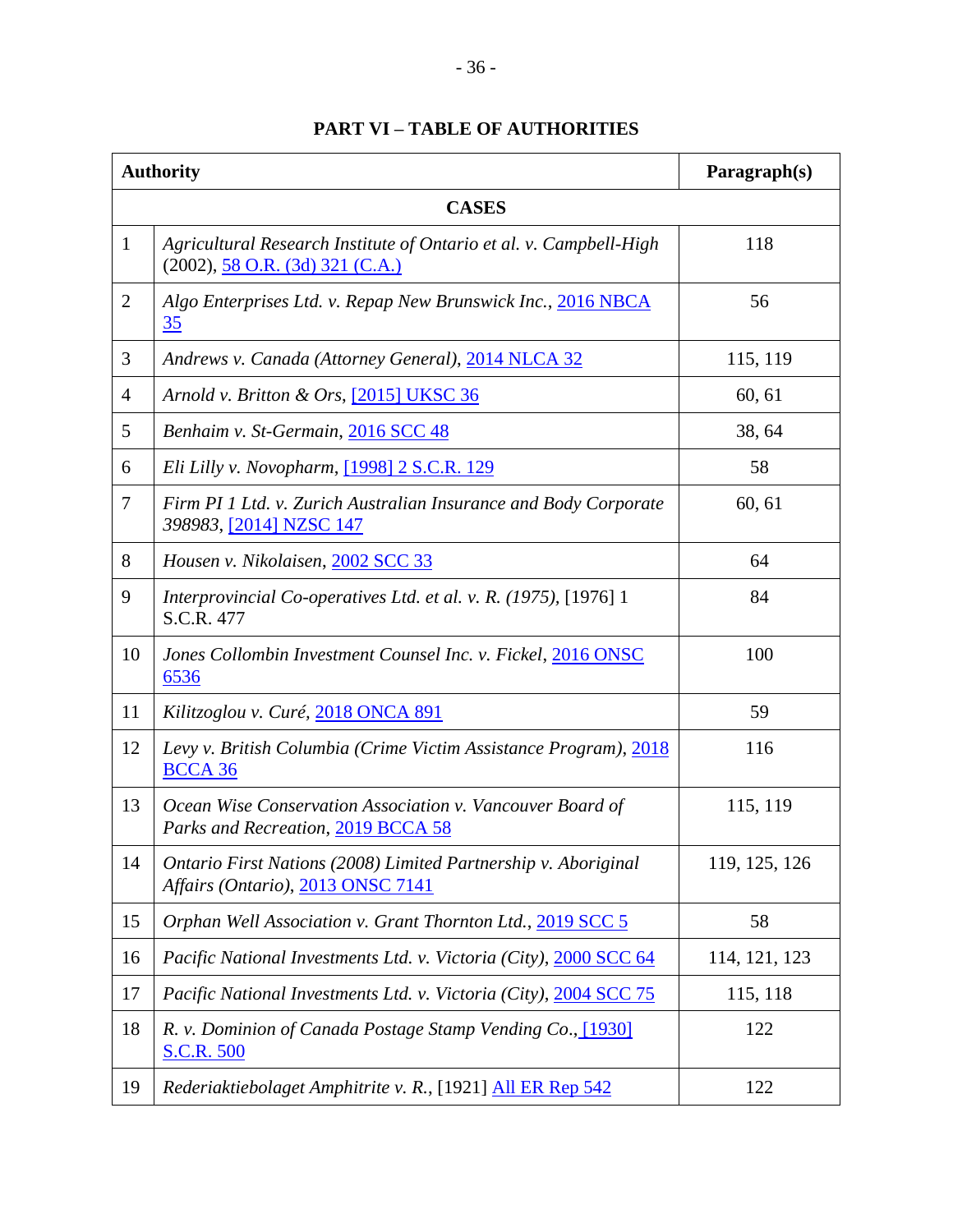## PART VI – TABLE OF AUTHORITIES

| | Authority | Paragraph(s) |
|---|---|---|
| | **CASES** | |
| 1 | *Agricultural Research Institute of Ontario et al. v. Campbell-High* (2002), 58 O.R. (3d) 321 (C.A.) | 118 |
| 2 | *Algo Enterprises Ltd. v. Repap New Brunswick Inc.*, 2016 NBCA 35 | 56 |
| 3 | *Andrews v. Canada (Attorney General)*, 2014 NLCA 32 | 115, 119 |
| 4 | *Arnold v. Britton & Ors*, [2015] UKSC 36 | 60, 61 |
| 5 | *Benhaim v. St-Germain*, 2016 SCC 48 | 38, 64 |
| 6 | *Eli Lilly v. Novopharm*, [1998] 2 S.C.R. 129 | 58 |
| 7 | *Firm PI 1 Ltd. v. Zurich Australian Insurance and Body Corporate 398983*, [2014] NZSC 147 | 60, 61 |
| 8 | *Housen v. Nikolaisen*, 2002 SCC 33 | 64 |
| 9 | *Interprovincial Co-operatives Ltd. et al. v. R. (1975)*, [1976] 1 S.C.R. 477 | 84 |
| 10 | *Jones Collombin Investment Counsel Inc. v. Fickel*, 2016 ONSC 6536 | 100 |
| 11 | *Kilitzoglou v. Curé*, 2018 ONCA 891 | 59 |
| 12 | *Levy v. British Columbia (Crime Victim Assistance Program)*, 2018 BCCA 36 | 116 |
| 13 | *Ocean Wise Conservation Association v. Vancouver Board of Parks and Recreation*, 2019 BCCA 58 | 115, 119 |
| 14 | *Ontario First Nations (2008) Limited Partnership v. Aboriginal Affairs (Ontario)*, 2013 ONSC 7141 | 119, 125, 126 |
| 15 | *Orphan Well Association v. Grant Thornton Ltd.*, 2019 SCC 5 | 58 |
| 16 | *Pacific National Investments Ltd. v. Victoria (City)*, 2000 SCC 64 | 114, 121, 123 |
| 17 | *Pacific National Investments Ltd. v. Victoria (City)*, 2004 SCC 75 | 115, 118 |
| 18 | *R. v. Dominion of Canada Postage Stamp Vending Co.*, [1930] S.C.R. 500 | 122 |
| 19 | *Rederiaktiebolaget Amphitrite v. R.*, [1921] All ER Rep 542 | 122 |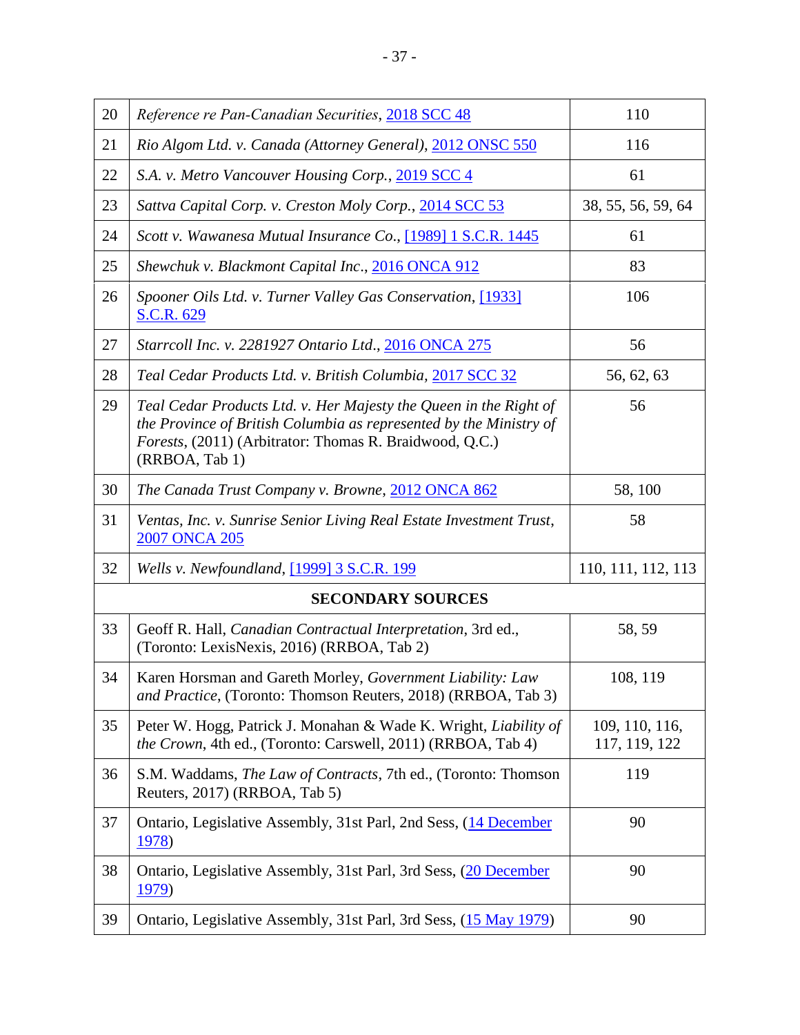| | | |
|---|---|---|
| 20 | *Reference re Pan-Canadian Securities*, 2018 SCC 48 | 110 |
| 21 | *Rio Algom Ltd. v. Canada (Attorney General)*, 2012 ONSC 550 | 116 |
| 22 | *S.A. v. Metro Vancouver Housing Corp.*, 2019 SCC 4 | 61 |
| 23 | *Sattva Capital Corp. v. Creston Moly Corp.*, 2014 SCC 53 | 38, 55, 56, 59, 64 |
| 24 | *Scott v. Wawanesa Mutual Insurance Co.*, [1989] 1 S.C.R. 1445 | 61 |
| 25 | *Shewchuk v. Blackmont Capital Inc.*, 2016 ONCA 912 | 83 |
| 26 | *Spooner Oils Ltd. v. Turner Valley Gas Conservation*, [1933] S.C.R. 629 | 106 |
| 27 | *Starrcoll Inc. v. 2281927 Ontario Ltd.*, 2016 ONCA 275 | 56 |
| 28 | *Teal Cedar Products Ltd. v. British Columbia*, 2017 SCC 32 | 56, 62, 63 |
| 29 | *Teal Cedar Products Ltd. v. Her Majesty the Queen in the Right of the Province of British Columbia as represented by the Ministry of Forests*, (2011) (Arbitrator: Thomas R. Braidwood, Q.C.) (RRBOA, Tab 1) | 56 |
| 30 | *The Canada Trust Company v. Browne*, 2012 ONCA 862 | 58, 100 |
| 31 | *Ventas, Inc. v. Sunrise Senior Living Real Estate Investment Trust*, 2007 ONCA 205 | 58 |
| 32 | *Wells v. Newfoundland*, [1999] 3 S.C.R. 199 | 110, 111, 112, 113 |
| **SECONDARY SOURCES** | | |
| 33 | Geoff R. Hall, *Canadian Contractual Interpretation*, 3rd ed., (Toronto: LexisNexis, 2016) (RRBOA, Tab 2) | 58, 59 |
| 34 | Karen Horsman and Gareth Morley, *Government Liability: Law and Practice*, (Toronto: Thomson Reuters, 2018) (RRBOA, Tab 3) | 108, 119 |
| 35 | Peter W. Hogg, Patrick J. Monahan & Wade K. Wright, *Liability of the Crown*, 4th ed., (Toronto: Carswell, 2011) (RRBOA, Tab 4) | 109, 110, 116, 117, 119, 122 |
| 36 | S.M. Waddams, *The Law of Contracts*, 7th ed., (Toronto: Thomson Reuters, 2017) (RRBOA, Tab 5) | 119 |
| 37 | Ontario, Legislative Assembly, 31st Parl, 2nd Sess, (14 December 1978) | 90 |
| 38 | Ontario, Legislative Assembly, 31st Parl, 3rd Sess, (20 December 1979) | 90 |
| 39 | Ontario, Legislative Assembly, 31st Parl, 3rd Sess, (15 May 1979) | 90 |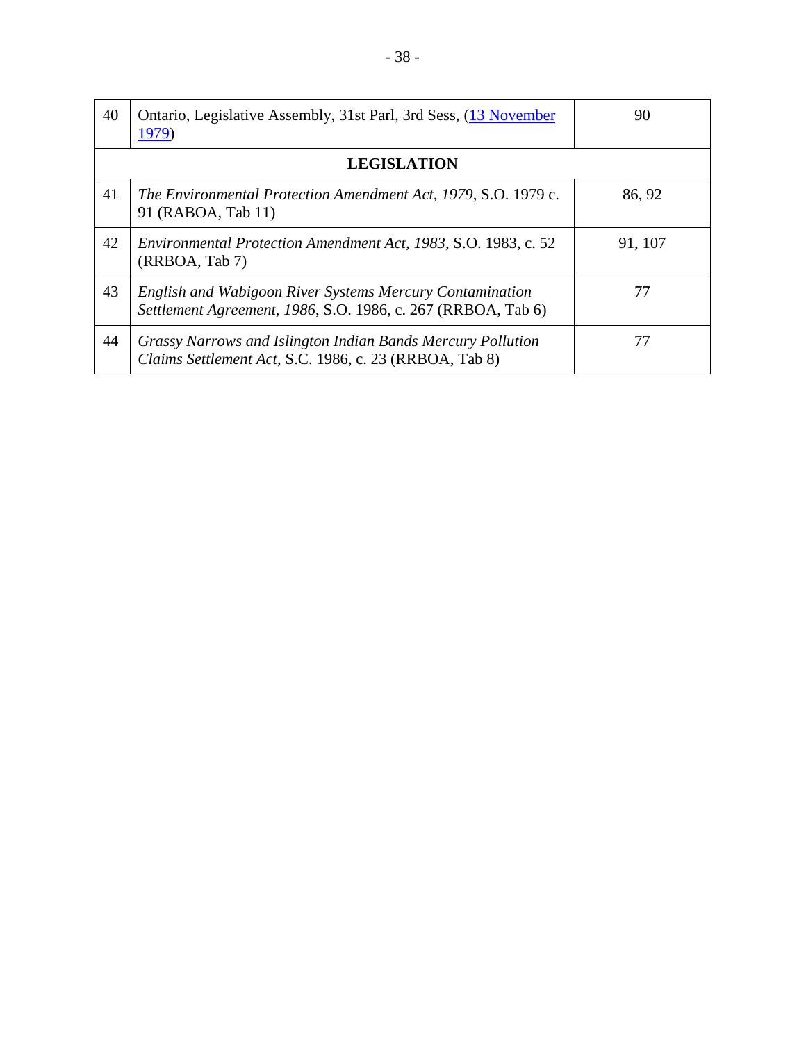| | | |
|---|---|---|
| 40 | Ontario, Legislative Assembly, 31st Parl, 3rd Sess, (13 November 1979) | 90 |
| | **LEGISLATION** | |
| 41 | *The Environmental Protection Amendment Act, 1979*, S.O. 1979 c. 91 (RABOA, Tab 11) | 86, 92 |
| 42 | *Environmental Protection Amendment Act, 1983*, S.O. 1983, c. 52 (RRBOA, Tab 7) | 91, 107 |
| 43 | *English and Wabigoon River Systems Mercury Contamination Settlement Agreement, 1986*, S.O. 1986, c. 267 (RRBOA, Tab 6) | 77 |
| 44 | *Grassy Narrows and Islington Indian Bands Mercury Pollution Claims Settlement Act*, S.C. 1986, c. 23 (RRBOA, Tab 8) | 77 |